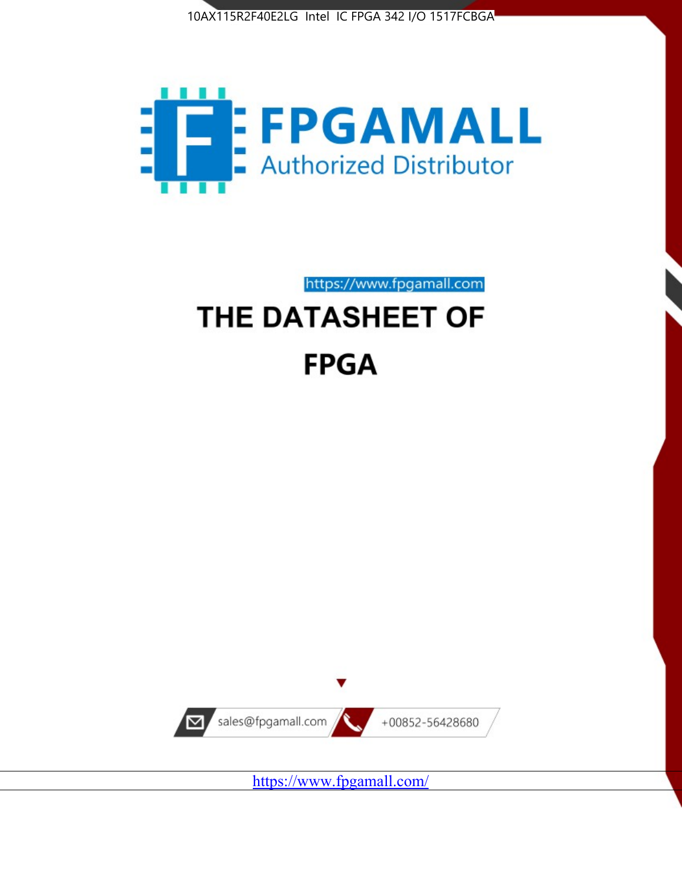10AX115R2F40E2LG Intel IC FPGA 342 I/O 1517FCBGA

FPGAMALL

Authorized Distributor

https://www.fpgamall.com

# THE DATASHEET OF

# FPGA

sales@fpgamall.com

+00852-56428680

https://www.fpgamall.com/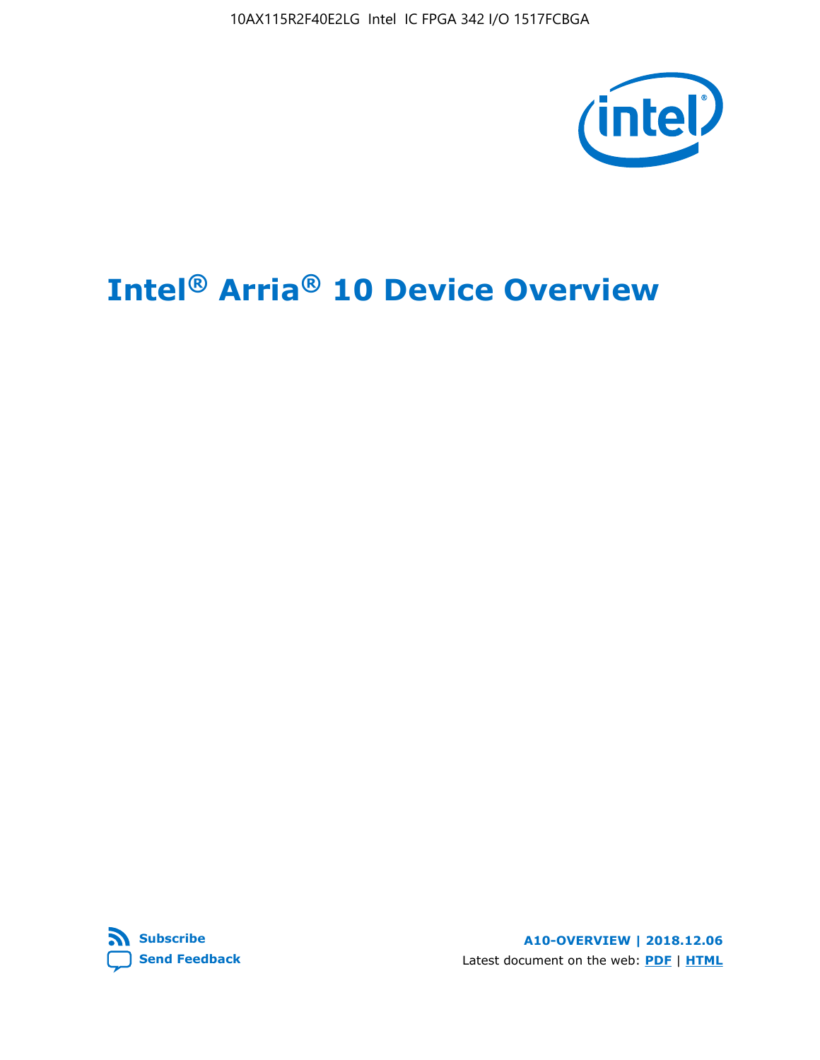# Intel® Arria® 10 Device Overview

Subscribe

Send Feedback

A10-OVERVIEW | 2018.12.06

Latest document on the web: PDF | HTML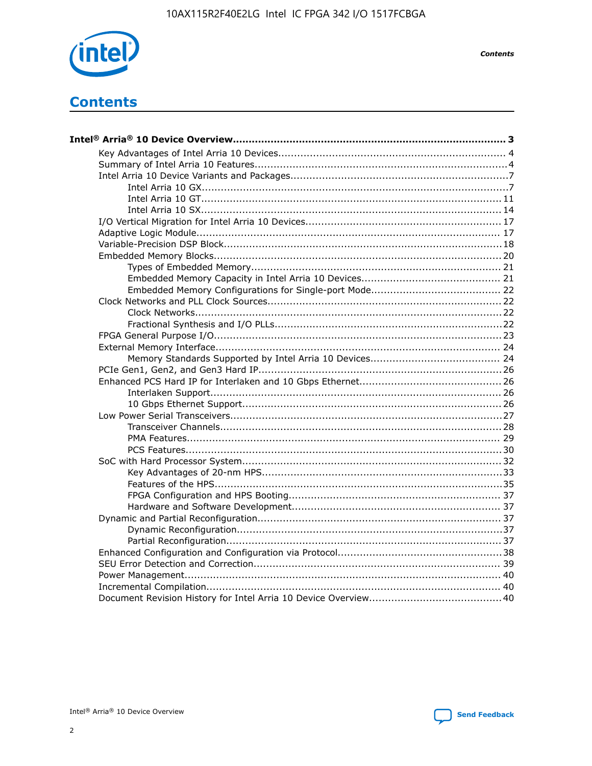# Contents

**Intel® Arria® 10 Device Overview....................................................................................... 3**

- Key Advantages of Intel Arria 10 Devices........................................................................ 4
- Summary of Intel Arria 10 Features................................................................................4
- Intel Arria 10 Device Variants and Packages.....................................................................7
  - Intel Arria 10 GX.................................................................................................7
  - Intel Arria 10 GT............................................................................................... 11
  - Intel Arria 10 SX............................................................................................... 14
- I/O Vertical Migration for Intel Arria 10 Devices.............................................................. 17
- Adaptive Logic Module................................................................................................ 17
- Variable-Precision DSP Block.......................................................................................18
- Embedded Memory Blocks...........................................................................................20
  - Types of Embedded Memory............................................................................... 21
  - Embedded Memory Capacity in Intel Arria 10 Devices............................................ 21
  - Embedded Memory Configurations for Single-port Mode......................................... 22
- Clock Networks and PLL Clock Sources.........................................................................22
  - Clock Networks.................................................................................................22
  - Fractional Synthesis and I/O PLLs........................................................................22
- FPGA General Purpose I/O..........................................................................................23
- External Memory Interface.......................................................................................... 24
  - Memory Standards Supported by Intel Arria 10 Devices......................................... 24
- PCIe Gen1, Gen2, and Gen3 Hard IP.............................................................................26
- Enhanced PCS Hard IP for Interlaken and 10 Gbps Ethernet.............................................26
  - Interlaken Support............................................................................................ 26
  - 10 Gbps Ethernet Support.................................................................................. 26
- Low Power Serial Transceivers.....................................................................................27
  - Transceiver Channels.........................................................................................28
  - PMA Features................................................................................................... 29
  - PCS Features....................................................................................................30
- SoC with Hard Processor System..................................................................................32
  - Key Advantages of 20-nm HPS............................................................................33
  - Features of the HPS...........................................................................................35
  - FPGA Configuration and HPS Booting................................................................... 37
  - Hardware and Software Development.................................................................. 37
- Dynamic and Partial Reconfiguration.............................................................................37
  - Dynamic Reconfiguration....................................................................................37
  - Partial Reconfiguration.......................................................................................37
- Enhanced Configuration and Configuration via Protocol....................................................38
- SEU Error Detection and Correction.............................................................................. 39
- Power Management.................................................................................................... 40
- Incremental Compilation............................................................................................. 40
- Document Revision History for Intel Arria 10 Device Overview..........................................40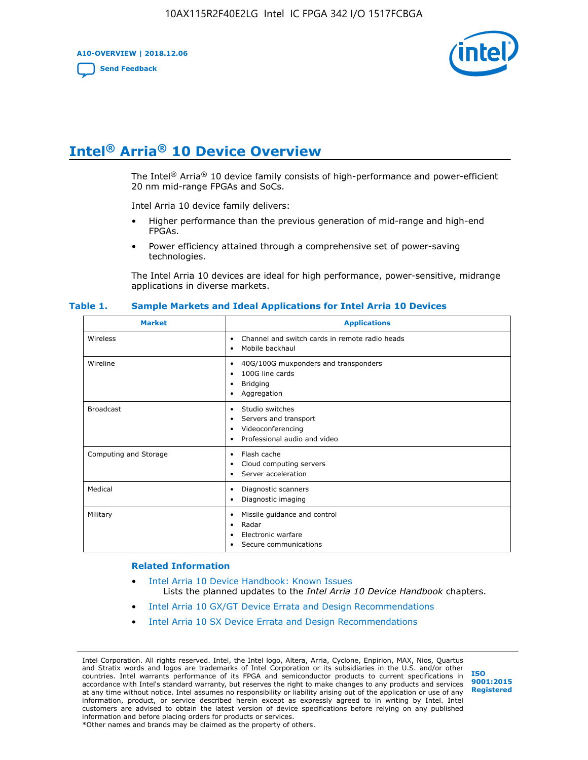# Intel® Arria® 10 Device Overview

The Intel® Arria® 10 device family consists of high-performance and power-efficient 20 nm mid-range FPGAs and SoCs.

Intel Arria 10 device family delivers:

- Higher performance than the previous generation of mid-range and high-end FPGAs.
- Power efficiency attained through a comprehensive set of power-saving technologies.

The Intel Arria 10 devices are ideal for high performance, power-sensitive, midrange applications in diverse markets.

**Table 1. Sample Markets and Ideal Applications for Intel Arria 10 Devices**

| Market | Applications |
|---|---|
| Wireless | • Channel and switch cards in remote radio heads<br>• Mobile backhaul |
| Wireline | • 40G/100G muxponders and transponders<br>• 100G line cards<br>• Bridging<br>• Aggregation |
| Broadcast | • Studio switches<br>• Servers and transport<br>• Videoconferencing<br>• Professional audio and video |
| Computing and Storage | • Flash cache<br>• Cloud computing servers<br>• Server acceleration |
| Medical | • Diagnostic scanners<br>• Diagnostic imaging |
| Military | • Missile guidance and control<br>• Radar<br>• Electronic warfare<br>• Secure communications |

### Related Information

- Intel Arria 10 Device Handbook: Known Issues
  Lists the planned updates to the *Intel Arria 10 Device Handbook* chapters.
- Intel Arria 10 GX/GT Device Errata and Design Recommendations
- Intel Arria 10 SX Device Errata and Design Recommendations

Intel Corporation. All rights reserved. Intel, the Intel logo, Altera, Arria, Cyclone, Enpirion, MAX, Nios, Quartus and Stratix words and logos are trademarks of Intel Corporation or its subsidiaries in the U.S. and/or other countries. Intel warrants performance of its FPGA and semiconductor products to current specifications in accordance with Intel's standard warranty, but reserves the right to make changes to any products and services at any time without notice. Intel assumes no responsibility or liability arising out of the application or use of any information, product, or service described herein except as expressly agreed to in writing by Intel. Intel customers are advised to obtain the latest version of device specifications before relying on any published information and before placing orders for products or services.
*Other names and brands may be claimed as the property of others.

ISO 9001:2015 Registered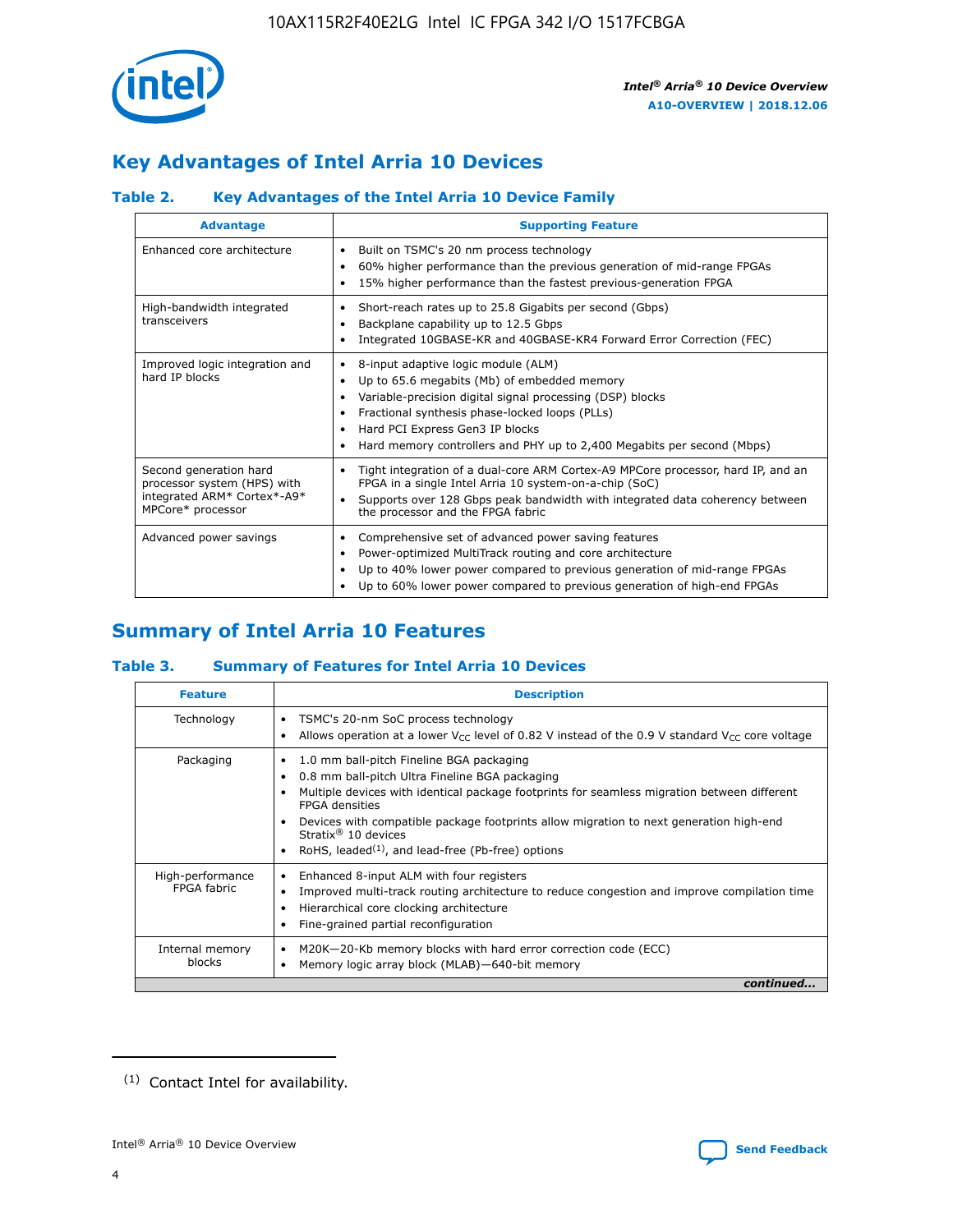# Key Advantages of Intel Arria 10 Devices

### Table 2. Key Advantages of the Intel Arria 10 Device Family

| Advantage | Supporting Feature |
|---|---|
| Enhanced core architecture | • Built on TSMC's 20 nm process technology<br>• 60% higher performance than the previous generation of mid-range FPGAs<br>• 15% higher performance than the fastest previous-generation FPGA |
| High-bandwidth integrated transceivers | • Short-reach rates up to 25.8 Gigabits per second (Gbps)<br>• Backplane capability up to 12.5 Gbps<br>• Integrated 10GBASE-KR and 40GBASE-KR4 Forward Error Correction (FEC) |
| Improved logic integration and hard IP blocks | • 8-input adaptive logic module (ALM)<br>• Up to 65.6 megabits (Mb) of embedded memory<br>• Variable-precision digital signal processing (DSP) blocks<br>• Fractional synthesis phase-locked loops (PLLs)<br>• Hard PCI Express Gen3 IP blocks<br>• Hard memory controllers and PHY up to 2,400 Megabits per second (Mbps) |
| Second generation hard processor system (HPS) with integrated ARM* Cortex*-A9* MPCore* processor | • Tight integration of a dual-core ARM Cortex-A9 MPCore processor, hard IP, and an FPGA in a single Intel Arria 10 system-on-a-chip (SoC)<br>• Supports over 128 Gbps peak bandwidth with integrated data coherency between the processor and the FPGA fabric |
| Advanced power savings | • Comprehensive set of advanced power saving features<br>• Power-optimized MultiTrack routing and core architecture<br>• Up to 40% lower power compared to previous generation of mid-range FPGAs<br>• Up to 60% lower power compared to previous generation of high-end FPGAs |

# Summary of Intel Arria 10 Features

### Table 3. Summary of Features for Intel Arria 10 Devices

| Feature | Description |
|---|---|
| Technology | • TSMC's 20-nm SoC process technology<br>• Allows operation at a lower $V_{CC}$ level of 0.82 V instead of the 0.9 V standard $V_{CC}$ core voltage |
| Packaging | • 1.0 mm ball-pitch Fineline BGA packaging<br>• 0.8 mm ball-pitch Ultra Fineline BGA packaging<br>• Multiple devices with identical package footprints for seamless migration between different FPGA densities<br>• Devices with compatible package footprints allow migration to next generation high-end Stratix® 10 devices<br>• RoHS, leaded[1], and lead-free (Pb-free) options |
| High-performance FPGA fabric | • Enhanced 8-input ALM with four registers<br>• Improved multi-track routing architecture to reduce congestion and improve compilation time<br>• Hierarchical core clocking architecture<br>• Fine-grained partial reconfiguration |
| Internal memory blocks | • M20K—20-Kb memory blocks with hard error correction code (ECC)<br>• Memory logic array block (MLAB)—640-bit memory |

*continued...*

(1) Contact Intel for availability.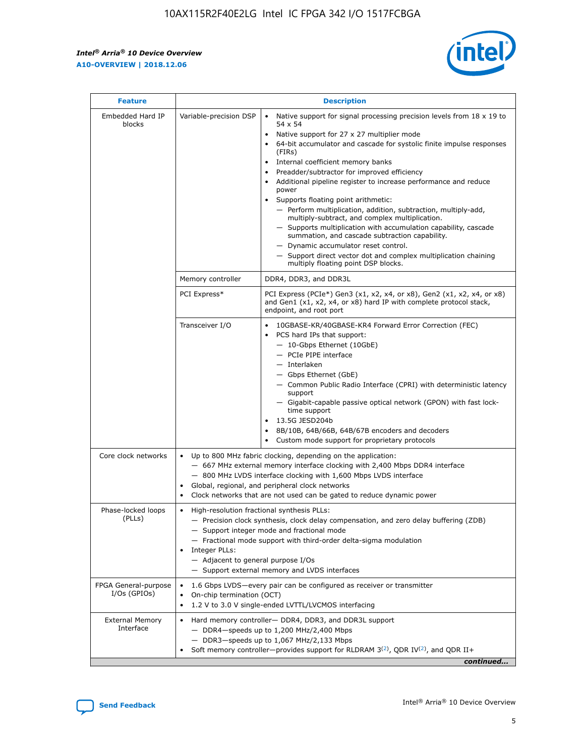| Feature | Description | |
|---|---|---|
| Embedded Hard IP blocks | Variable-precision DSP | • Native support for signal processing precision levels from 18 x 19 to 54 x 54<br>• Native support for 27 x 27 multiplier mode<br>• 64-bit accumulator and cascade for systolic finite impulse responses (FIRs)<br>• Internal coefficient memory banks<br>• Preadder/subtractor for improved efficiency<br>• Additional pipeline register to increase performance and reduce power<br>• Supports floating point arithmetic:<br>— Perform multiplication, addition, subtraction, multiply-add, multiply-subtract, and complex multiplication.<br>— Supports multiplication with accumulation capability, cascade summation, and cascade subtraction capability.<br>— Dynamic accumulator reset control.<br>— Support direct vector dot and complex multiplication chaining multiply floating point DSP blocks. |
| | Memory controller | DDR4, DDR3, and DDR3L |
| | PCI Express* | PCI Express (PCIe*) Gen3 (x1, x2, x4, or x8), Gen2 (x1, x2, x4, or x8) and Gen1 (x1, x2, x4, or x8) hard IP with complete protocol stack, endpoint, and root port |
| | Transceiver I/O | • 10GBASE-KR/40GBASE-KR4 Forward Error Correction (FEC)<br>• PCS hard IPs that support:<br>— 10-Gbps Ethernet (10GbE)<br>— PCIe PIPE interface<br>— Interlaken<br>— Gbps Ethernet (GbE)<br>— Common Public Radio Interface (CPRI) with deterministic latency support<br>— Gigabit-capable passive optical network (GPON) with fast lock-time support<br>• 13.5G JESD204b<br>• 8B/10B, 64B/66B, 64B/67B encoders and decoders<br>• Custom mode support for proprietary protocols |
| Core clock networks | • Up to 800 MHz fabric clocking, depending on the application:<br>— 667 MHz external memory interface clocking with 2,400 Mbps DDR4 interface<br>— 800 MHz LVDS interface clocking with 1,600 Mbps LVDS interface<br>• Global, regional, and peripheral clock networks<br>• Clock networks that are not used can be gated to reduce dynamic power | |
| Phase-locked loops (PLLs) | • High-resolution fractional synthesis PLLs:<br>— Precision clock synthesis, clock delay compensation, and zero delay buffering (ZDB)<br>— Support integer mode and fractional mode<br>— Fractional mode support with third-order delta-sigma modulation<br>• Integer PLLs:<br>— Adjacent to general purpose I/Os<br>— Support external memory and LVDS interfaces | |
| FPGA General-purpose I/Os (GPIOs) | • 1.6 Gbps LVDS—every pair can be configured as receiver or transmitter<br>• On-chip termination (OCT)<br>• 1.2 V to 3.0 V single-ended LVTTL/LVCMOS interfacing | |
| External Memory Interface | • Hard memory controller— DDR4, DDR3, and DDR3L support<br>— DDR4—speeds up to 1,200 MHz/2,400 Mbps<br>— DDR3—speeds up to 1,067 MHz/2,133 Mbps<br>• Soft memory controller—provides support for RLDRAM 3[(2)], QDR IV[(2)], and QDR II+ | |

*continued...*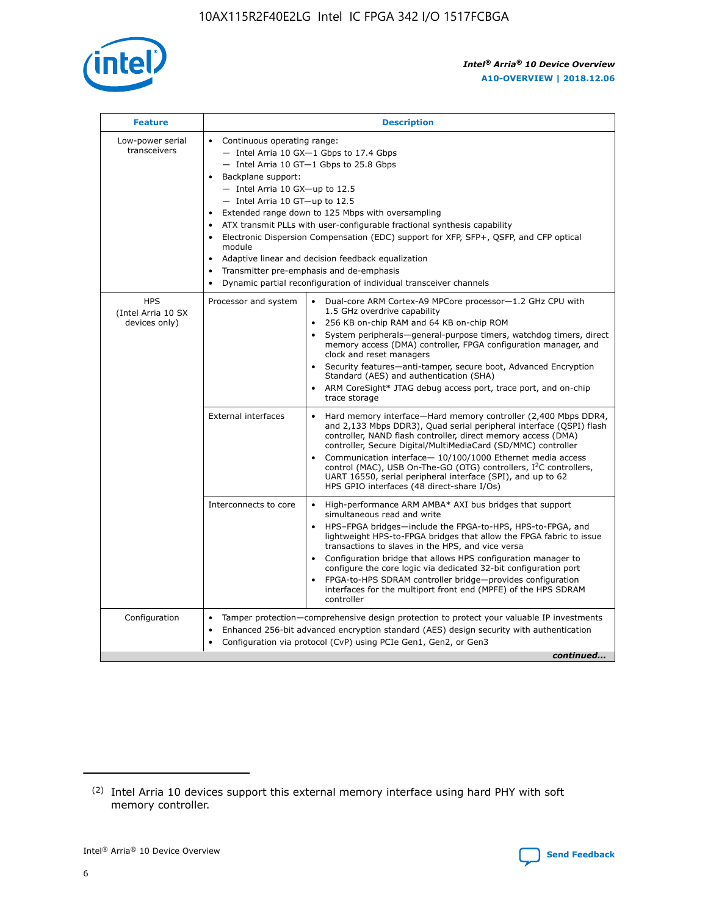| Feature | Description | |
|---|---|---|
| Low-power serial transceivers | • Continuous operating range:<br>— Intel Arria 10 GX—1 Gbps to 17.4 Gbps<br>— Intel Arria 10 GT—1 Gbps to 25.8 Gbps<br>• Backplane support:<br>— Intel Arria 10 GX—up to 12.5<br>— Intel Arria 10 GT—up to 12.5<br>• Extended range down to 125 Mbps with oversampling<br>• ATX transmit PLLs with user-configurable fractional synthesis capability<br>• Electronic Dispersion Compensation (EDC) support for XFP, SFP+, QSFP, and CFP optical module<br>• Adaptive linear and decision feedback equalization<br>• Transmitter pre-emphasis and de-emphasis<br>• Dynamic partial reconfiguration of individual transceiver channels | |
| HPS (Intel Arria 10 SX devices only) | Processor and system | • Dual-core ARM Cortex-A9 MPCore processor—1.2 GHz CPU with 1.5 GHz overdrive capability<br>• 256 KB on-chip RAM and 64 KB on-chip ROM<br>• System peripherals—general-purpose timers, watchdog timers, direct memory access (DMA) controller, FPGA configuration manager, and clock and reset managers<br>• Security features—anti-tamper, secure boot, Advanced Encryption Standard (AES) and authentication (SHA)<br>• ARM CoreSight* JTAG debug access port, trace port, and on-chip trace storage |
| | External interfaces | • Hard memory interface—Hard memory controller (2,400 Mbps DDR4, and 2,133 Mbps DDR3), Quad serial peripheral interface (QSPI) flash controller, NAND flash controller, direct memory access (DMA) controller, Secure Digital/MultiMediaCard (SD/MMC) controller<br>• Communication interface— 10/100/1000 Ethernet media access control (MAC), USB On-The-GO (OTG) controllers, I²C controllers, UART 16550, serial peripheral interface (SPI), and up to 62 HPS GPIO interfaces (48 direct-share I/Os) |
| | Interconnects to core | • High-performance ARM AMBA* AXI bus bridges that support simultaneous read and write<br>• HPS–FPGA bridges—include the FPGA-to-HPS, HPS-to-FPGA, and lightweight HPS-to-FPGA bridges that allow the FPGA fabric to issue transactions to slaves in the HPS, and vice versa<br>• Configuration bridge that allows HPS configuration manager to configure the core logic via dedicated 32-bit configuration port<br>• FPGA-to-HPS SDRAM controller bridge—provides configuration interfaces for the multiport front end (MPFE) of the HPS SDRAM controller |
| Configuration | • Tamper protection—comprehensive design protection to protect your valuable IP investments<br>• Enhanced 256-bit advanced encryption standard (AES) design security with authentication<br>• Configuration via protocol (CvP) using PCIe Gen1, Gen2, or Gen3 | |

*continued...*

(2) Intel Arria 10 devices support this external memory interface using hard PHY with soft memory controller.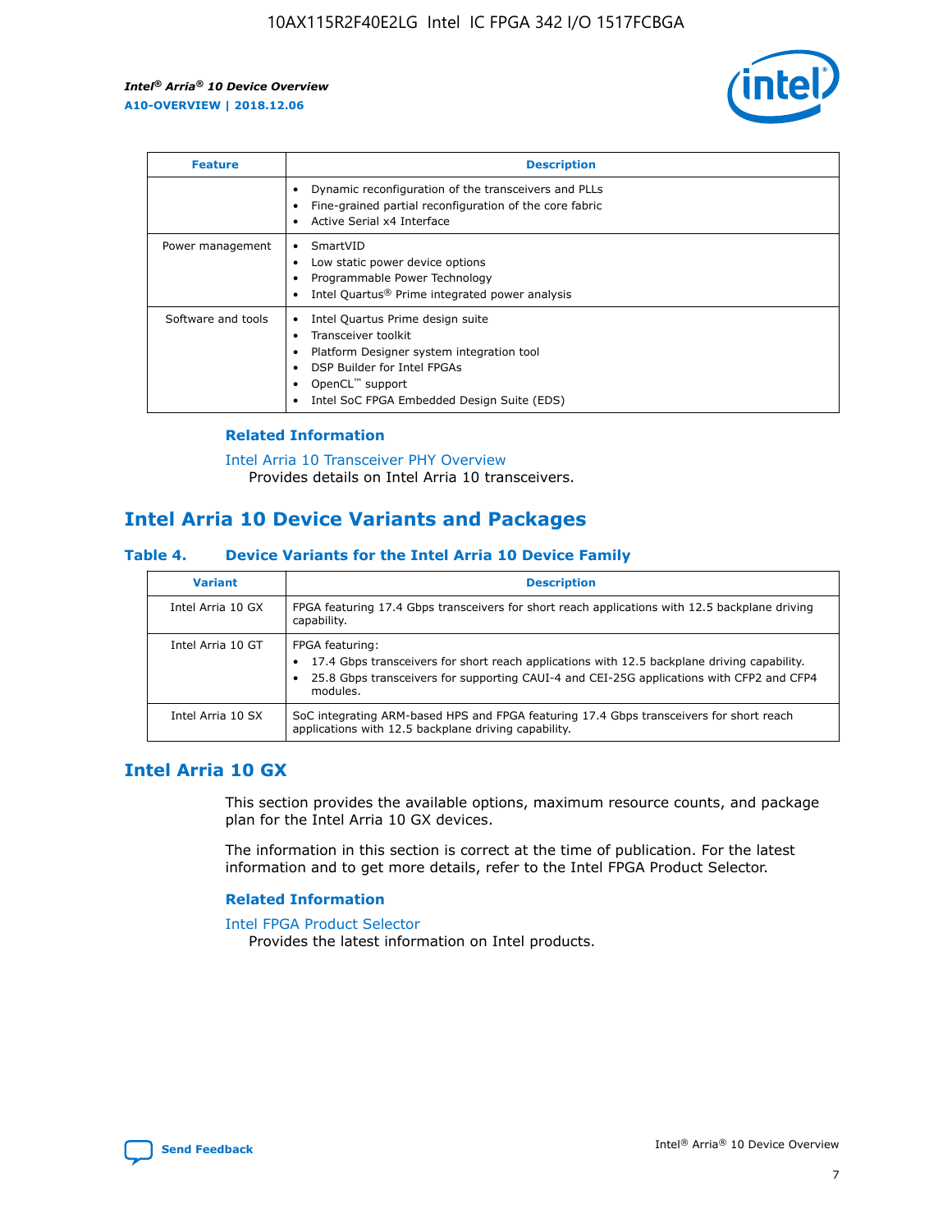| Feature | Description |
| --- | --- |
| | • Dynamic reconfiguration of the transceivers and PLLs<br>• Fine-grained partial reconfiguration of the core fabric<br>• Active Serial x4 Interface |
| Power management | • SmartVID<br>• Low static power device options<br>• Programmable Power Technology<br>• Intel Quartus® Prime integrated power analysis |
| Software and tools | • Intel Quartus Prime design suite<br>• Transceiver toolkit<br>• Platform Designer system integration tool<br>• DSP Builder for Intel FPGAs<br>• OpenCL™ support<br>• Intel SoC FPGA Embedded Design Suite (EDS) |

### Related Information

Intel Arria 10 Transceiver PHY Overview
Provides details on Intel Arria 10 transceivers.

## Intel Arria 10 Device Variants and Packages

### Table 4. Device Variants for the Intel Arria 10 Device Family

| Variant | Description |
| --- | --- |
| Intel Arria 10 GX | FPGA featuring 17.4 Gbps transceivers for short reach applications with 12.5 backplane driving capability. |
| Intel Arria 10 GT | FPGA featuring:<br>• 17.4 Gbps transceivers for short reach applications with 12.5 backplane driving capability.<br>• 25.8 Gbps transceivers for supporting CAUI-4 and CEI-25G applications with CFP2 and CFP4 modules. |
| Intel Arria 10 SX | SoC integrating ARM-based HPS and FPGA featuring 17.4 Gbps transceivers for short reach applications with 12.5 backplane driving capability. |

## Intel Arria 10 GX

This section provides the available options, maximum resource counts, and package plan for the Intel Arria 10 GX devices.

The information in this section is correct at the time of publication. For the latest information and to get more details, refer to the Intel FPGA Product Selector.

### Related Information

Intel FPGA Product Selector
Provides the latest information on Intel products.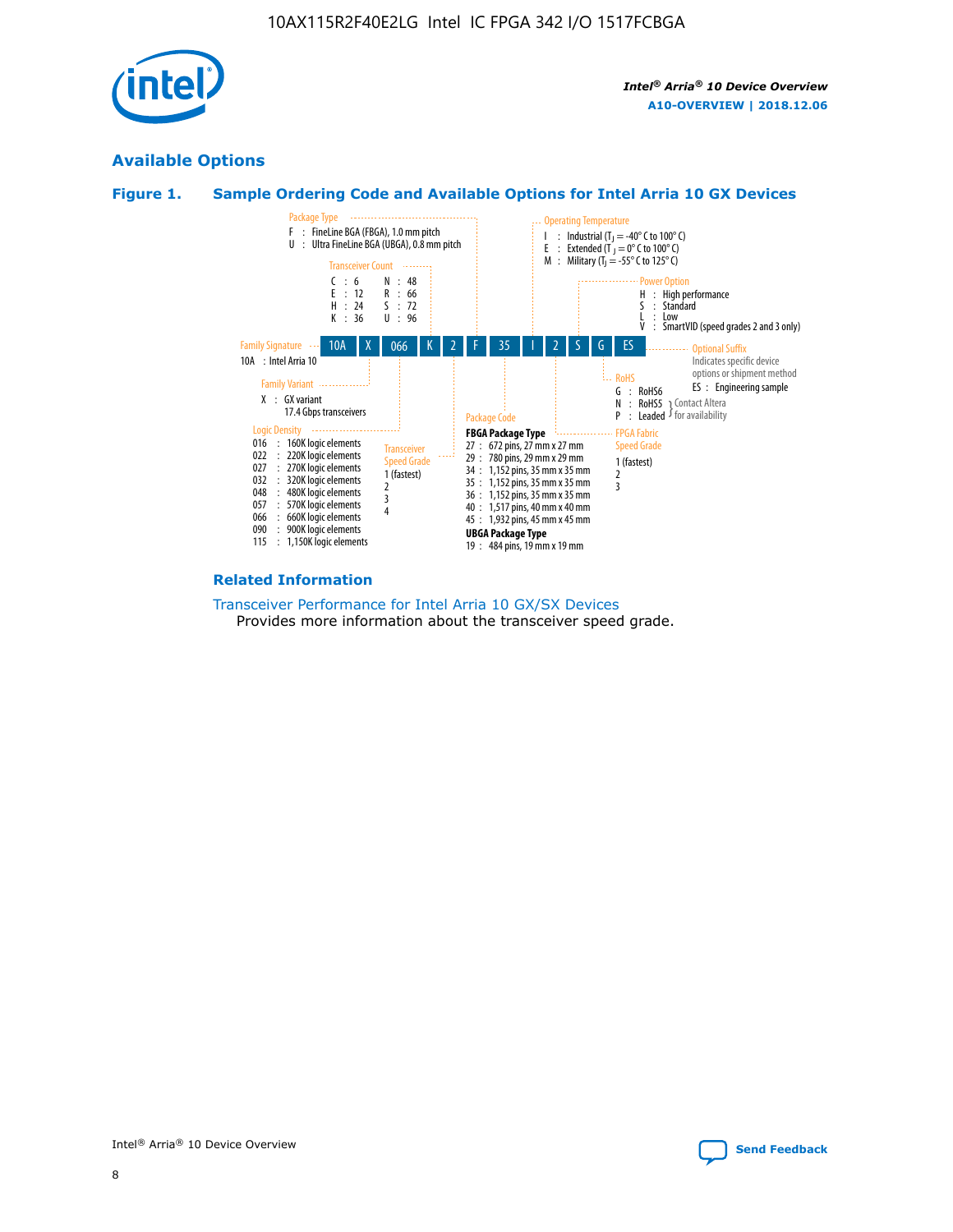## Available Options

### Figure 1. Sample Ordering Code and Available Options for Intel Arria 10 GX Devices

10A X 066 K 2 F 35 I 2 S G ES

Family Signature
10A : Intel Arria 10

Family Variant
X : GX variant
17.4 Gbps transceivers

Logic Density
016 : 160K logic elements
022 : 220K logic elements
027 : 270K logic elements
032 : 320K logic elements
048 : 480K logic elements
057 : 570K logic elements
066 : 660K logic elements
090 : 900K logic elements
115 : 1,150K logic elements

Package Type
F : FineLine BGA (FBGA), 1.0 mm pitch
U : Ultra FineLine BGA (UBGA), 0.8 mm pitch

Transceiver Count
C : 6 N : 48
E : 12 R : 66
H : 24 S : 72
K : 36 U : 96

Transceiver Speed Grade
1 (fastest)
2
3
4

Package Code
**FBGA Package Type**
27 : 672 pins, 27 mm x 27 mm
29 : 780 pins, 29 mm x 29 mm
34 : 1,152 pins, 35 mm x 35 mm
35 : 1,152 pins, 35 mm x 35 mm
36 : 1,152 pins, 35 mm x 35 mm
40 : 1,517 pins, 40 mm x 40 mm
45 : 1,932 pins, 45 mm x 45 mm
**UBGA Package Type**
19 : 484 pins, 19 mm x 19 mm

Operating Temperature
I : Industrial ($T_J$ = -40° C to 100° C)
E : Extended ($T_J$ = 0° C to 100° C)
M : Military ($T_J$ = -55° C to 125° C)

FPGA Fabric Speed Grade
1 (fastest)
2
3

Power Option
H : High performance
S : Standard
L : Low
V : SmartVID (speed grades 2 and 3 only)

RoHS
G : RoHS6
N : RoHS5
P : Leaded
Contact Altera for availability

Optional Suffix
Indicates specific device options or shipment method
ES : Engineering sample

### Related Information

Transceiver Performance for Intel Arria 10 GX/SX Devices
Provides more information about the transceiver speed grade.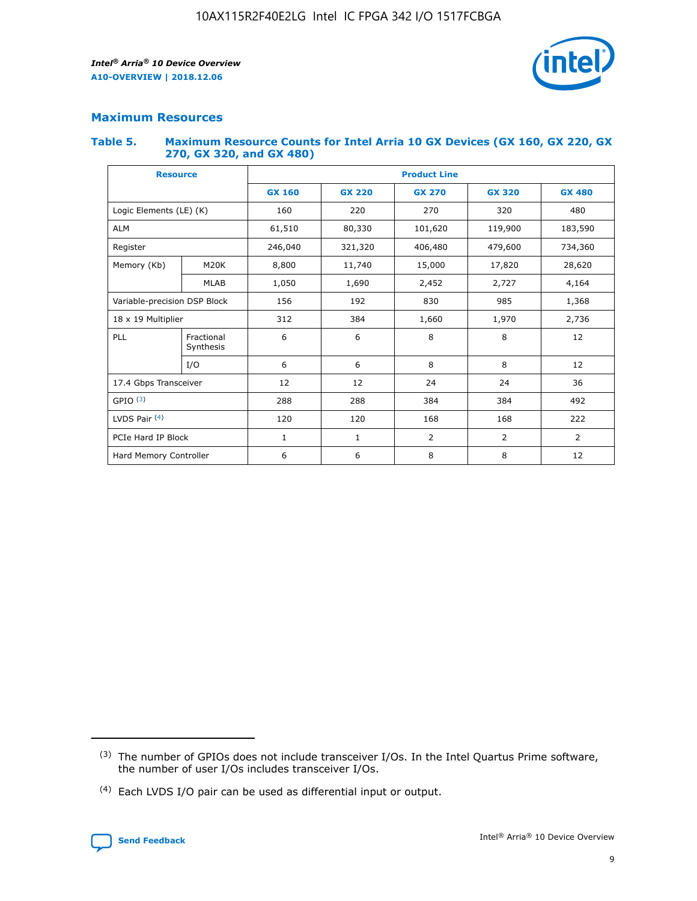## Maximum Resources

### Table 5. Maximum Resource Counts for Intel Arria 10 GX Devices (GX 160, GX 220, GX 270, GX 320, and GX 480)

| Resource | | Product Line | | | | |
|---|---|---|---|---|---|---|
| | | GX 160 | GX 220 | GX 270 | GX 320 | GX 480 |
| Logic Elements (LE) (K) | | 160 | 220 | 270 | 320 | 480 |
| ALM | | 61,510 | 80,330 | 101,620 | 119,900 | 183,590 |
| Register | | 246,040 | 321,320 | 406,480 | 479,600 | 734,360 |
| Memory (Kb) | M20K | 8,800 | 11,740 | 15,000 | 17,820 | 28,620 |
| | MLAB | 1,050 | 1,690 | 2,452 | 2,727 | 4,164 |
| Variable-precision DSP Block | | 156 | 192 | 830 | 985 | 1,368 |
| 18 x 19 Multiplier | | 312 | 384 | 1,660 | 1,970 | 2,736 |
| PLL | Fractional Synthesis | 6 | 6 | 8 | 8 | 12 |
| | I/O | 6 | 6 | 8 | 8 | 12 |
| 17.4 Gbps Transceiver | | 12 | 12 | 24 | 24 | 36 |
| GPIO (3) | | 288 | 288 | 384 | 384 | 492 |
| LVDS Pair (4) | | 120 | 120 | 168 | 168 | 222 |
| PCIe Hard IP Block | | 1 | 1 | 2 | 2 | 2 |
| Hard Memory Controller | | 6 | 6 | 8 | 8 | 12 |

(3) The number of GPIOs does not include transceiver I/Os. In the Intel Quartus Prime software, the number of user I/Os includes transceiver I/Os.

(4) Each LVDS I/O pair can be used as differential input or output.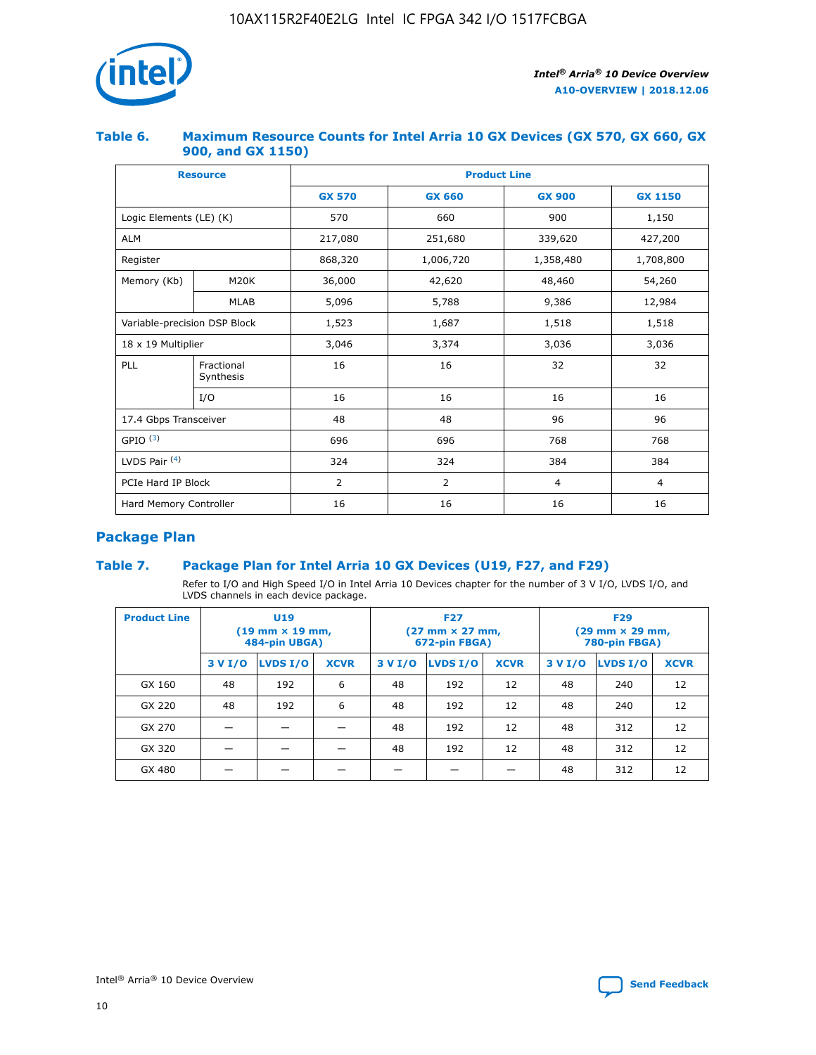### Table 6. Maximum Resource Counts for Intel Arria 10 GX Devices (GX 570, GX 660, GX 900, and GX 1150)

| Resource | | Product Line | | | |
|---|---|---|---|---|---|
| | | GX 570 | GX 660 | GX 900 | GX 1150 |
| Logic Elements (LE) (K) | | 570 | 660 | 900 | 1,150 |
| ALM | | 217,080 | 251,680 | 339,620 | 427,200 |
| Register | | 868,320 | 1,006,720 | 1,358,480 | 1,708,800 |
| Memory (Kb) | M20K | 36,000 | 42,620 | 48,460 | 54,260 |
| | MLAB | 5,096 | 5,788 | 9,386 | 12,984 |
| Variable-precision DSP Block | | 1,523 | 1,687 | 1,518 | 1,518 |
| 18 x 19 Multiplier | | 3,046 | 3,374 | 3,036 | 3,036 |
| PLL | Fractional Synthesis | 16 | 16 | 32 | 32 |
| | I/O | 16 | 16 | 16 | 16 |
| 17.4 Gbps Transceiver | | 48 | 48 | 96 | 96 |
| GPIO [(3)] | | 696 | 696 | 768 | 768 |
| LVDS Pair [(4)] | | 324 | 324 | 384 | 384 |
| PCIe Hard IP Block | | 2 | 2 | 4 | 4 |
| Hard Memory Controller | | 16 | 16 | 16 | 16 |

## Package Plan

### Table 7. Package Plan for Intel Arria 10 GX Devices (U19, F27, and F29)

Refer to I/O and High Speed I/O in Intel Arria 10 Devices chapter for the number of 3 V I/O, LVDS I/O, and LVDS channels in each device package.

| Product Line | U19 (19 mm × 19 mm, 484-pin UBGA) | | | F27 (27 mm × 27 mm, 672-pin FBGA) | | | F29 (29 mm × 29 mm, 780-pin FBGA) | | |
|---|---|---|---|---|---|---|---|---|---|
| | 3 V I/O | LVDS I/O | XCVR | 3 V I/O | LVDS I/O | XCVR | 3 V I/O | LVDS I/O | XCVR |
| GX 160 | 48 | 192 | 6 | 48 | 192 | 12 | 48 | 240 | 12 |
| GX 220 | 48 | 192 | 6 | 48 | 192 | 12 | 48 | 240 | 12 |
| GX 270 | — | — | — | 48 | 192 | 12 | 48 | 312 | 12 |
| GX 320 | — | — | — | 48 | 192 | 12 | 48 | 312 | 12 |
| GX 480 | — | — | — | — | — | — | 48 | 312 | 12 |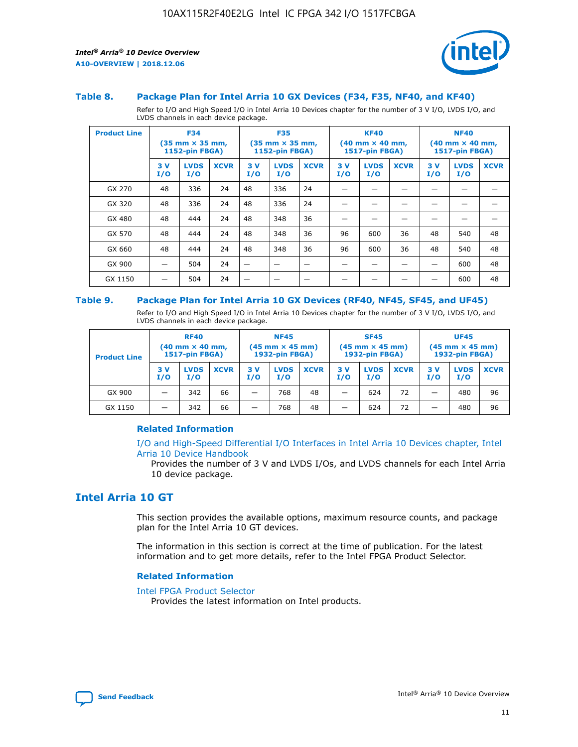### Table 8. Package Plan for Intel Arria 10 GX Devices (F34, F35, NF40, and KF40)

Refer to I/O and High Speed I/O in Intel Arria 10 Devices chapter for the number of 3 V I/O, LVDS I/O, and LVDS channels in each device package.

| Product Line | F34 (35 mm × 35 mm, 1152-pin FBGA) | | | F35 (35 mm × 35 mm, 1152-pin FBGA) | | | KF40 (40 mm × 40 mm, 1517-pin FBGA) | | | NF40 (40 mm × 40 mm, 1517-pin FBGA) | | |
|---|---|---|---|---|---|---|---|---|---|---|---|---|
| | 3 V I/O | LVDS I/O | XCVR | 3 V I/O | LVDS I/O | XCVR | 3 V I/O | LVDS I/O | XCVR | 3 V I/O | LVDS I/O | XCVR |
| GX 270 | 48 | 336 | 24 | 48 | 336 | 24 | — | — | — | — | — | — |
| GX 320 | 48 | 336 | 24 | 48 | 336 | 24 | — | — | — | — | — | — |
| GX 480 | 48 | 444 | 24 | 48 | 348 | 36 | — | — | — | — | — | — |
| GX 570 | 48 | 444 | 24 | 48 | 348 | 36 | 96 | 600 | 36 | 48 | 540 | 48 |
| GX 660 | 48 | 444 | 24 | 48 | 348 | 36 | 96 | 600 | 36 | 48 | 540 | 48 |
| GX 900 | — | 504 | 24 | — | — | — | — | — | — | — | 600 | 48 |
| GX 1150 | — | 504 | 24 | — | — | — | — | — | — | — | 600 | 48 |

### Table 9. Package Plan for Intel Arria 10 GX Devices (RF40, NF45, SF45, and UF45)

Refer to I/O and High Speed I/O in Intel Arria 10 Devices chapter for the number of 3 V I/O, LVDS I/O, and LVDS channels in each device package.

| Product Line | RF40 (40 mm × 40 mm, 1517-pin FBGA) | | | NF45 (45 mm × 45 mm) 1932-pin FBGA) | | | SF45 (45 mm × 45 mm) 1932-pin FBGA) | | | UF45 (45 mm × 45 mm) 1932-pin FBGA) | | |
|---|---|---|---|---|---|---|---|---|---|---|---|---|
| | 3 V I/O | LVDS I/O | XCVR | 3 V I/O | LVDS I/O | XCVR | 3 V I/O | LVDS I/O | XCVR | 3 V I/O | LVDS I/O | XCVR |
| GX 900 | — | 342 | 66 | — | 768 | 48 | — | 624 | 72 | — | 480 | 96 |
| GX 1150 | — | 342 | 66 | — | 768 | 48 | — | 624 | 72 | — | 480 | 96 |

#### Related Information

I/O and High-Speed Differential I/O Interfaces in Intel Arria 10 Devices chapter, Intel Arria 10 Device Handbook

Provides the number of 3 V and LVDS I/Os, and LVDS channels for each Intel Arria 10 device package.

## Intel Arria 10 GT

This section provides the available options, maximum resource counts, and package plan for the Intel Arria 10 GT devices.

The information in this section is correct at the time of publication. For the latest information and to get more details, refer to the Intel FPGA Product Selector.

#### Related Information

Intel FPGA Product Selector

Provides the latest information on Intel products.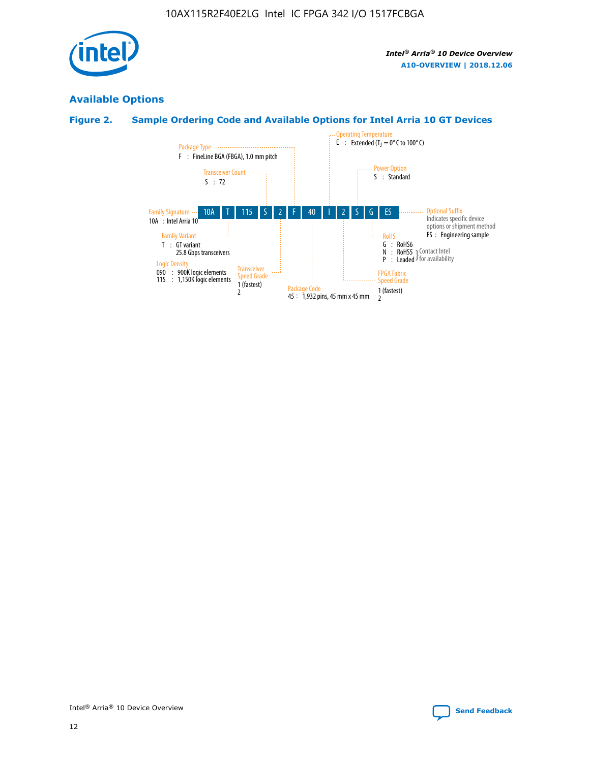## Available Options

### Figure 2. Sample Ordering Code and Available Options for Intel Arria 10 GT Devices

10A T 115 S 2 F 40 I 2 S G ES

Family Signature
10A : Intel Arria 10

Family Variant
T : GT variant
25.8 Gbps transceivers

Logic Density
090 : 900K logic elements
115 : 1,150K logic elements

Transceiver Count
S : 72

Transceiver Speed Grade
1 (fastest)
2

Package Type
F : FineLine BGA (FBGA), 1.0 mm pitch

Package Code
45 : 1,932 pins, 45 mm x 45 mm

Operating Temperature
E : Extended ($T_J$ = 0° C to 100° C)

FPGA Fabric Speed Grade
1 (fastest)
2

Power Option
S : Standard

RoHS
G : RoHS6
N : RoHS5
P : Leaded
Contact Intel for availability

Optional Suffix
Indicates specific device options or shipment method
ES : Engineering sample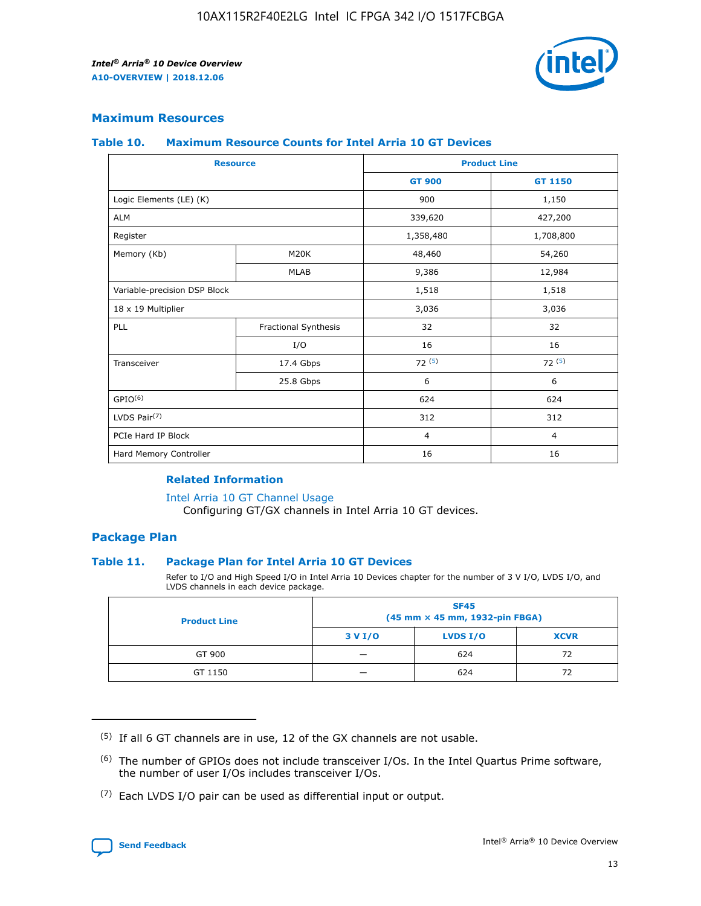## Maximum Resources

### Table 10. Maximum Resource Counts for Intel Arria 10 GT Devices

| Resource | | Product Line | |
|---|---|---|---|
| | | GT 900 | GT 1150 |
| Logic Elements (LE) (K) | | 900 | 1,150 |
| ALM | | 339,620 | 427,200 |
| Register | | 1,358,480 | 1,708,800 |
| Memory (Kb) | M20K | 48,460 | 54,260 |
| | MLAB | 9,386 | 12,984 |
| Variable-precision DSP Block | | 1,518 | 1,518 |
| 18 x 19 Multiplier | | 3,036 | 3,036 |
| PLL | Fractional Synthesis | 32 | 32 |
| | I/O | 16 | 16 |
| Transceiver | 17.4 Gbps | 72 (5) | 72 (5) |
| | 25.8 Gbps | 6 | 6 |
| GPIO(6) | | 624 | 624 |
| LVDS Pair(7) | | 312 | 312 |
| PCIe Hard IP Block | | 4 | 4 |
| Hard Memory Controller | | 16 | 16 |

#### Related Information

Intel Arria 10 GT Channel Usage
Configuring GT/GX channels in Intel Arria 10 GT devices.

## Package Plan

### Table 11. Package Plan for Intel Arria 10 GT Devices

Refer to I/O and High Speed I/O in Intel Arria 10 Devices chapter for the number of 3 V I/O, LVDS I/O, and LVDS channels in each device package.

| Product Line | SF45 (45 mm × 45 mm, 1932-pin FBGA) | | |
|---|---|---|---|
| | 3 V I/O | LVDS I/O | XCVR |
| GT 900 | — | 624 | 72 |
| GT 1150 | — | 624 | 72 |

(5) If all 6 GT channels are in use, 12 of the GX channels are not usable.

(6) The number of GPIOs does not include transceiver I/Os. In the Intel Quartus Prime software, the number of user I/Os includes transceiver I/Os.

(7) Each LVDS I/O pair can be used as differential input or output.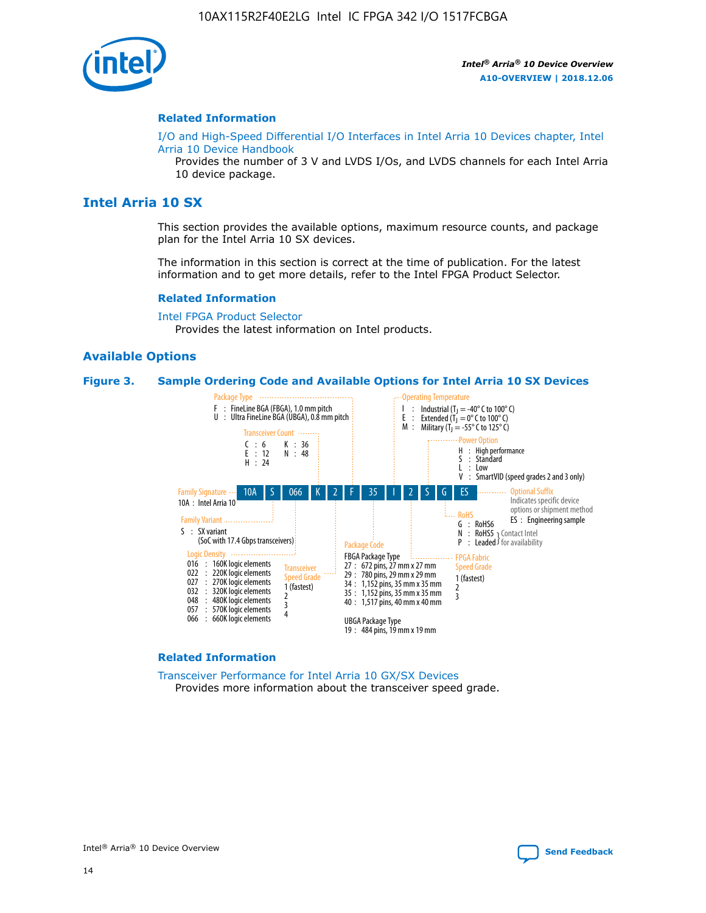## Related Information

I/O and High-Speed Differential I/O Interfaces in Intel Arria 10 Devices chapter, Intel Arria 10 Device Handbook
Provides the number of 3 V and LVDS I/Os, and LVDS channels for each Intel Arria 10 device package.

# Intel Arria 10 SX

This section provides the available options, maximum resource counts, and package plan for the Intel Arria 10 SX devices.

The information in this section is correct at the time of publication. For the latest information and to get more details, refer to the Intel FPGA Product Selector.

## Related Information

Intel FPGA Product Selector
Provides the latest information on Intel products.

## Available Options

**Figure 3. Sample Ordering Code and Available Options for Intel Arria 10 SX Devices**

10A S 066 K 2 F 35 I 2 S G ES

Family Signature
10A : Intel Arria 10

Family Variant
S : SX variant (SoC with 17.4 Gbps transceivers)

Logic Density
016 : 160K logic elements
022 : 220K logic elements
027 : 270K logic elements
032 : 320K logic elements
048 : 480K logic elements
057 : 570K logic elements
066 : 660K logic elements

Transceiver Count
C : 6
E : 12
H : 24
K : 36
N : 48

Transceiver Speed Grade
1 (fastest)
2
3
4

Package Type
F : FineLine BGA (FBGA), 1.0 mm pitch
U : Ultra FineLine BGA (UBGA), 0.8 mm pitch

Package Code
FBGA Package Type
27 : 672 pins, 27 mm x 27 mm
29 : 780 pins, 29 mm x 29 mm
34 : 1,152 pins, 35 mm x 35 mm
35 : 1,152 pins, 35 mm x 35 mm
40 : 1,517 pins, 40 mm x 40 mm

UBGA Package Type
19 : 484 pins, 19 mm x 19 mm

Operating Temperature
I : Industrial ($T_J$ = -40° C to 100° C)
E : Extended ($T_J$ = 0° C to 100° C)
M : Military ($T_J$ = -55° C to 125° C)

FPGA Fabric Speed Grade
1 (fastest)
2
3

Power Option
H : High performance
S : Standard
L : Low
V : SmartVID (speed grades 2 and 3 only)

RoHS
G : RoHS6
N : RoHS5 (Contact Intel for availability)
P : Leaded (Contact Intel for availability)

Optional Suffix
Indicates specific device options or shipment method
ES : Engineering sample

## Related Information

Transceiver Performance for Intel Arria 10 GX/SX Devices
Provides more information about the transceiver speed grade.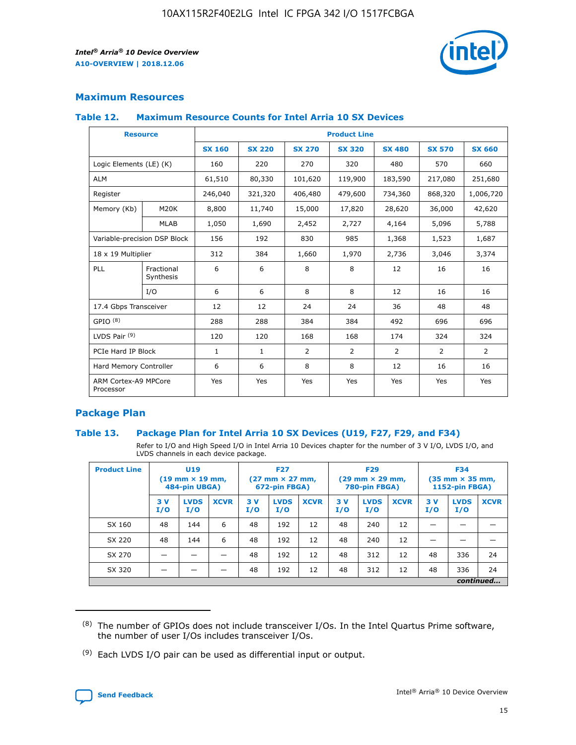## Maximum Resources

### Table 12. Maximum Resource Counts for Intel Arria 10 SX Devices

| Resource | | Product Line | | | | | | |
|---|---|---|---|---|---|---|---|---|
| | | SX 160 | SX 220 | SX 270 | SX 320 | SX 480 | SX 570 | SX 660 |
| Logic Elements (LE) (K) | | 160 | 220 | 270 | 320 | 480 | 570 | 660 |
| ALM | | 61,510 | 80,330 | 101,620 | 119,900 | 183,590 | 217,080 | 251,680 |
| Register | | 246,040 | 321,320 | 406,480 | 479,600 | 734,360 | 868,320 | 1,006,720 |
| Memory (Kb) | M20K | 8,800 | 11,740 | 15,000 | 17,820 | 28,620 | 36,000 | 42,620 |
| | MLAB | 1,050 | 1,690 | 2,452 | 2,727 | 4,164 | 5,096 | 5,788 |
| Variable-precision DSP Block | | 156 | 192 | 830 | 985 | 1,368 | 1,523 | 1,687 |
| 18 x 19 Multiplier | | 312 | 384 | 1,660 | 1,970 | 2,736 | 3,046 | 3,374 |
| PLL | Fractional Synthesis | 6 | 6 | 8 | 8 | 12 | 16 | 16 |
| | I/O | 6 | 6 | 8 | 8 | 12 | 16 | 16 |
| 17.4 Gbps Transceiver | | 12 | 12 | 24 | 24 | 36 | 48 | 48 |
| GPIO (8) | | 288 | 288 | 384 | 384 | 492 | 696 | 696 |
| LVDS Pair (9) | | 120 | 120 | 168 | 168 | 174 | 324 | 324 |
| PCIe Hard IP Block | | 1 | 1 | 2 | 2 | 2 | 2 | 2 |
| Hard Memory Controller | | 6 | 6 | 8 | 8 | 12 | 16 | 16 |
| ARM Cortex-A9 MPCore Processor | | Yes | Yes | Yes | Yes | Yes | Yes | Yes |

## Package Plan

### Table 13. Package Plan for Intel Arria 10 SX Devices (U19, F27, F29, and F34)

Refer to I/O and High Speed I/O in Intel Arria 10 Devices chapter for the number of 3 V I/O, LVDS I/O, and LVDS channels in each device package.

| Product Line | U19 (19 mm × 19 mm, 484-pin UBGA) | | | F27 (27 mm × 27 mm, 672-pin FBGA) | | | F29 (29 mm × 29 mm, 780-pin FBGA) | | | F34 (35 mm × 35 mm, 1152-pin FBGA) | | |
|---|---|---|---|---|---|---|---|---|---|---|---|---|
| | 3 V I/O | LVDS I/O | XCVR | 3 V I/O | LVDS I/O | XCVR | 3 V I/O | LVDS I/O | XCVR | 3 V I/O | LVDS I/O | XCVR |
| SX 160 | 48 | 144 | 6 | 48 | 192 | 12 | 48 | 240 | 12 | — | — | — |
| SX 220 | 48 | 144 | 6 | 48 | 192 | 12 | 48 | 240 | 12 | — | — | — |
| SX 270 | — | — | — | 48 | 192 | 12 | 48 | 312 | 12 | 48 | 336 | 24 |
| SX 320 | — | — | — | 48 | 192 | 12 | 48 | 312 | 12 | 48 | 336 | 24 |

*continued...*

(8) The number of GPIOs does not include transceiver I/Os. In the Intel Quartus Prime software, the number of user I/Os includes transceiver I/Os.

(9) Each LVDS I/O pair can be used as differential input or output.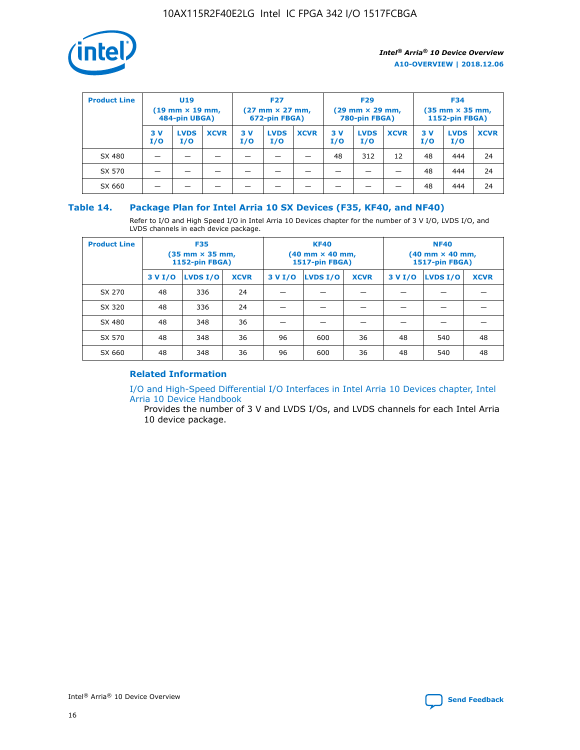| Product Line | U19 (19 mm × 19 mm, 484-pin UBGA) | | | F27 (27 mm × 27 mm, 672-pin FBGA) | | | F29 (29 mm × 29 mm, 780-pin FBGA) | | | F34 (35 mm × 35 mm, 1152-pin FBGA) | | |
|---|---|---|---|---|---|---|---|---|---|---|---|---|
| | 3 V I/O | LVDS I/O | XCVR | 3 V I/O | LVDS I/O | XCVR | 3 V I/O | LVDS I/O | XCVR | 3 V I/O | LVDS I/O | XCVR |
| SX 480 | — | — | — | — | — | — | 48 | 312 | 12 | 48 | 444 | 24 |
| SX 570 | — | — | — | — | — | — | — | — | — | 48 | 444 | 24 |
| SX 660 | — | — | — | — | — | — | — | — | — | 48 | 444 | 24 |

## Table 14. Package Plan for Intel Arria 10 SX Devices (F35, KF40, and NF40)

Refer to I/O and High Speed I/O in Intel Arria 10 Devices chapter for the number of 3 V I/O, LVDS I/O, and LVDS channels in each device package.

| Product Line | F35 (35 mm × 35 mm, 1152-pin FBGA) | | | KF40 (40 mm × 40 mm, 1517-pin FBGA) | | | NF40 (40 mm × 40 mm, 1517-pin FBGA) | | |
|---|---|---|---|---|---|---|---|---|---|
| | 3 V I/O | LVDS I/O | XCVR | 3 V I/O | LVDS I/O | XCVR | 3 V I/O | LVDS I/O | XCVR |
| SX 270 | 48 | 336 | 24 | — | — | — | — | — | — |
| SX 320 | 48 | 336 | 24 | — | — | — | — | — | — |
| SX 480 | 48 | 348 | 36 | — | — | — | — | — | — |
| SX 570 | 48 | 348 | 36 | 96 | 600 | 36 | 48 | 540 | 48 |
| SX 660 | 48 | 348 | 36 | 96 | 600 | 36 | 48 | 540 | 48 |

### Related Information

I/O and High-Speed Differential I/O Interfaces in Intel Arria 10 Devices chapter, Intel Arria 10 Device Handbook

Provides the number of 3 V and LVDS I/Os, and LVDS channels for each Intel Arria 10 device package.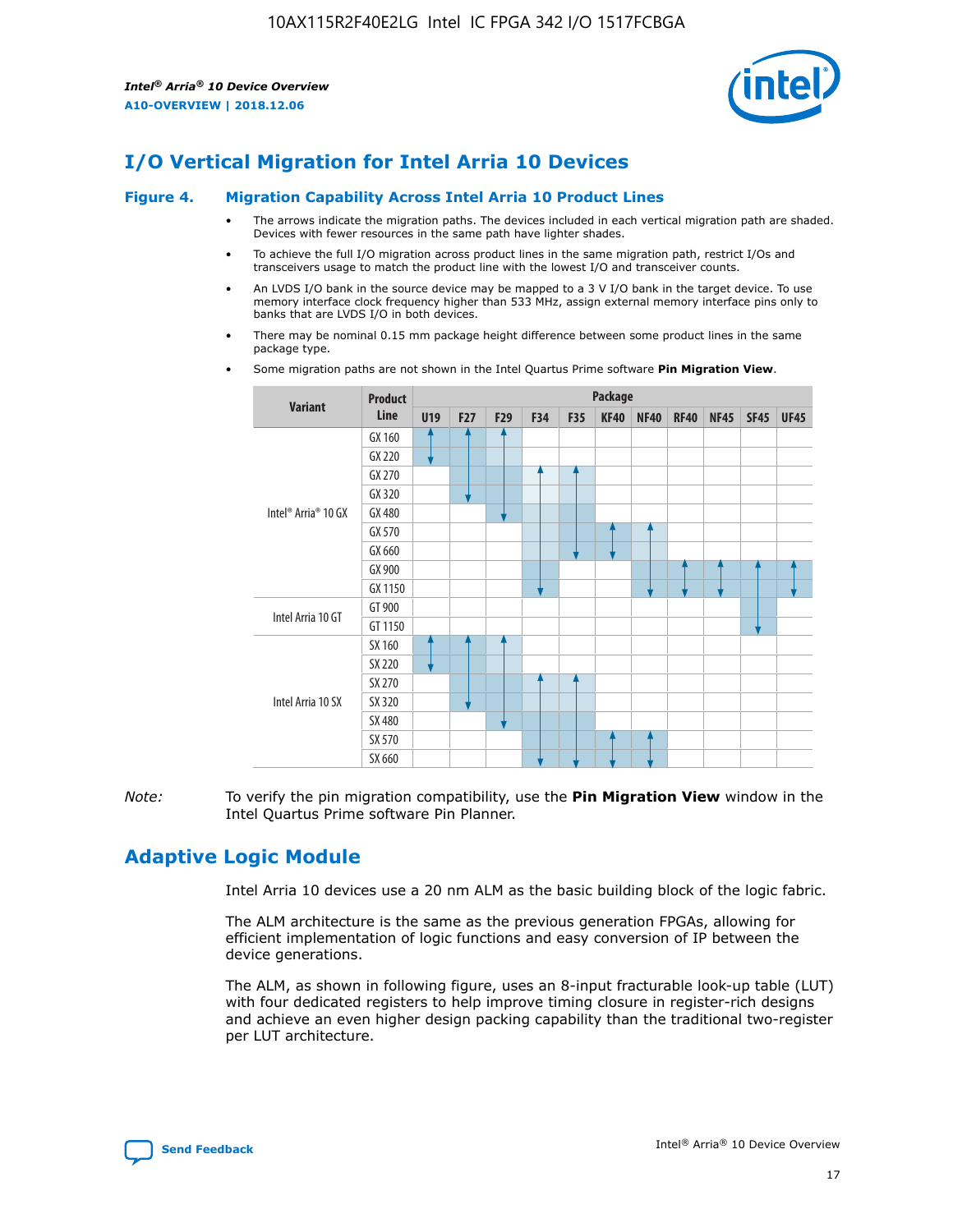# I/O Vertical Migration for Intel Arria 10 Devices

**Figure 4. Migration Capability Across Intel Arria 10 Product Lines**

- The arrows indicate the migration paths. The devices included in each vertical migration path are shaded. Devices with fewer resources in the same path have lighter shades.
- To achieve the full I/O migration across product lines in the same migration path, restrict I/Os and transceivers usage to match the product line with the lowest I/O and transceiver counts.
- An LVDS I/O bank in the source device may be mapped to a 3 V I/O bank in the target device. To use memory interface clock frequency higher than 533 MHz, assign external memory interface pins only to banks that are LVDS I/O in both devices.
- There may be nominal 0.15 mm package height difference between some product lines in the same package type.
- Some migration paths are not shown in the Intel Quartus Prime software **Pin Migration View**.

| Variant | Product Line | Package | | | | | | | | | | |
|---|---|---|---|---|---|---|---|---|---|---|---|---|
| | | U19 | F27 | F29 | F34 | F35 | KF40 | NF40 | RF40 | NF45 | SF45 | UF45 |
| Intel® Arria® 10 GX | GX 160 | | | | | | | | | | | |
| | GX 220 | | | | | | | | | | | |
| | GX 270 | | | | | | | | | | | |
| | GX 320 | | | | | | | | | | | |
| | GX 480 | | | | | | | | | | | |
| | GX 570 | | | | | | | | | | | |
| | GX 660 | | | | | | | | | | | |
| | GX 900 | | | | | | | | | | | |
| | GX 1150 | | | | | | | | | | | |
| Intel Arria 10 GT | GT 900 | | | | | | | | | | | |
| | GT 1150 | | | | | | | | | | | |
| Intel Arria 10 SX | SX 160 | | | | | | | | | | | |
| | SX 220 | | | | | | | | | | | |
| | SX 270 | | | | | | | | | | | |
| | SX 320 | | | | | | | | | | | |
| | SX 480 | | | | | | | | | | | |
| | SX 570 | | | | | | | | | | | |
| | SX 660 | | | | | | | | | | | |

*Note:* To verify the pin migration compatibility, use the **Pin Migration View** window in the Intel Quartus Prime software Pin Planner.

# Adaptive Logic Module

Intel Arria 10 devices use a 20 nm ALM as the basic building block of the logic fabric.

The ALM architecture is the same as the previous generation FPGAs, allowing for efficient implementation of logic functions and easy conversion of IP between the device generations.

The ALM, as shown in following figure, uses an 8-input fracturable look-up table (LUT) with four dedicated registers to help improve timing closure in register-rich designs and achieve an even higher design packing capability than the traditional two-register per LUT architecture.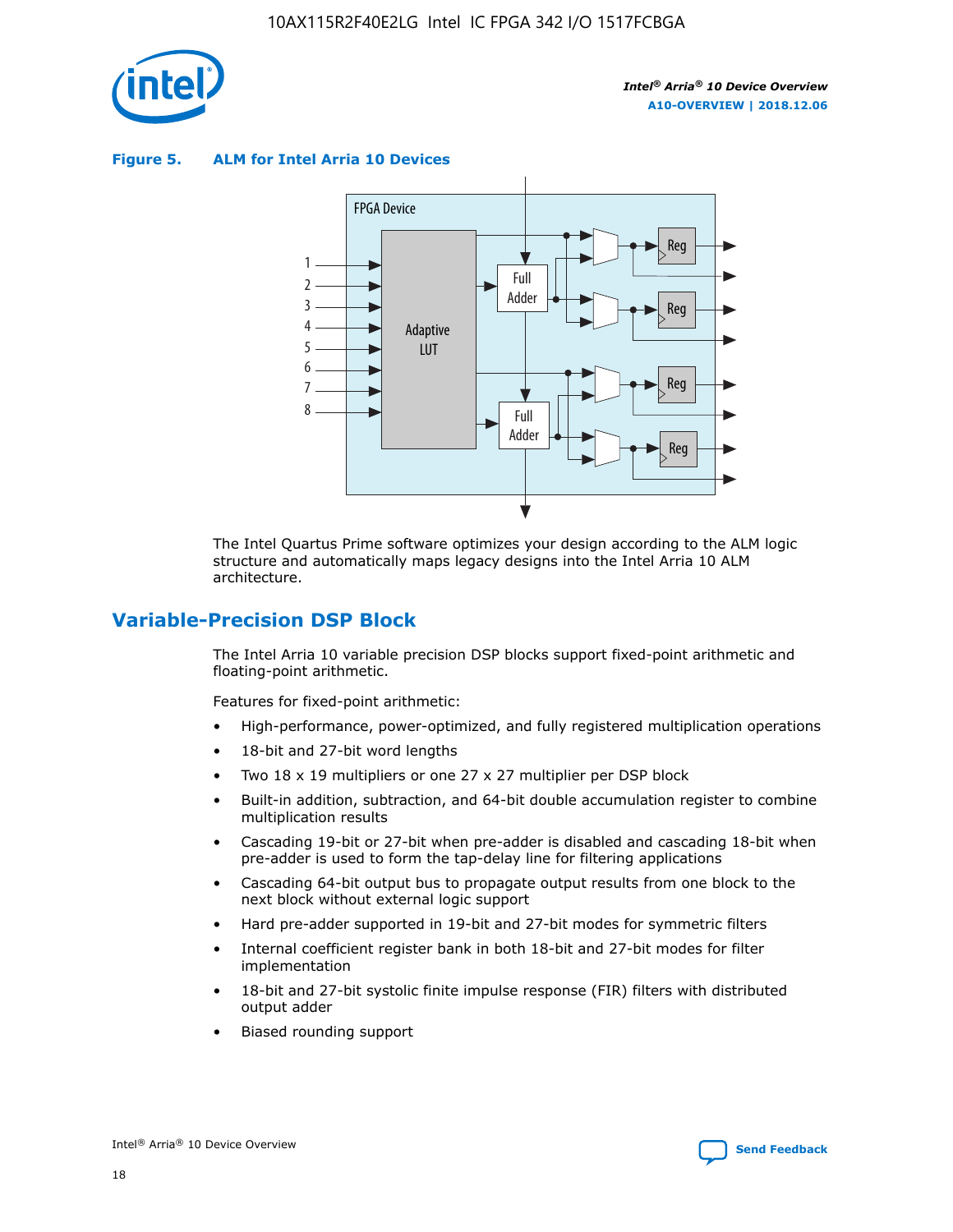**Figure 5. ALM for Intel Arria 10 Devices**

FPGA Device

1
2
3
4
5
6
7
8

Adaptive LUT

Full Adder

Full Adder

Reg

Reg

Reg

Reg

The Intel Quartus Prime software optimizes your design according to the ALM logic structure and automatically maps legacy designs into the Intel Arria 10 ALM architecture.

## Variable-Precision DSP Block

The Intel Arria 10 variable precision DSP blocks support fixed-point arithmetic and floating-point arithmetic.

Features for fixed-point arithmetic:

- High-performance, power-optimized, and fully registered multiplication operations
- 18-bit and 27-bit word lengths
- Two 18 x 19 multipliers or one 27 x 27 multiplier per DSP block
- Built-in addition, subtraction, and 64-bit double accumulation register to combine multiplication results
- Cascading 19-bit or 27-bit when pre-adder is disabled and cascading 18-bit when pre-adder is used to form the tap-delay line for filtering applications
- Cascading 64-bit output bus to propagate output results from one block to the next block without external logic support
- Hard pre-adder supported in 19-bit and 27-bit modes for symmetric filters
- Internal coefficient register bank in both 18-bit and 27-bit modes for filter implementation
- 18-bit and 27-bit systolic finite impulse response (FIR) filters with distributed output adder
- Biased rounding support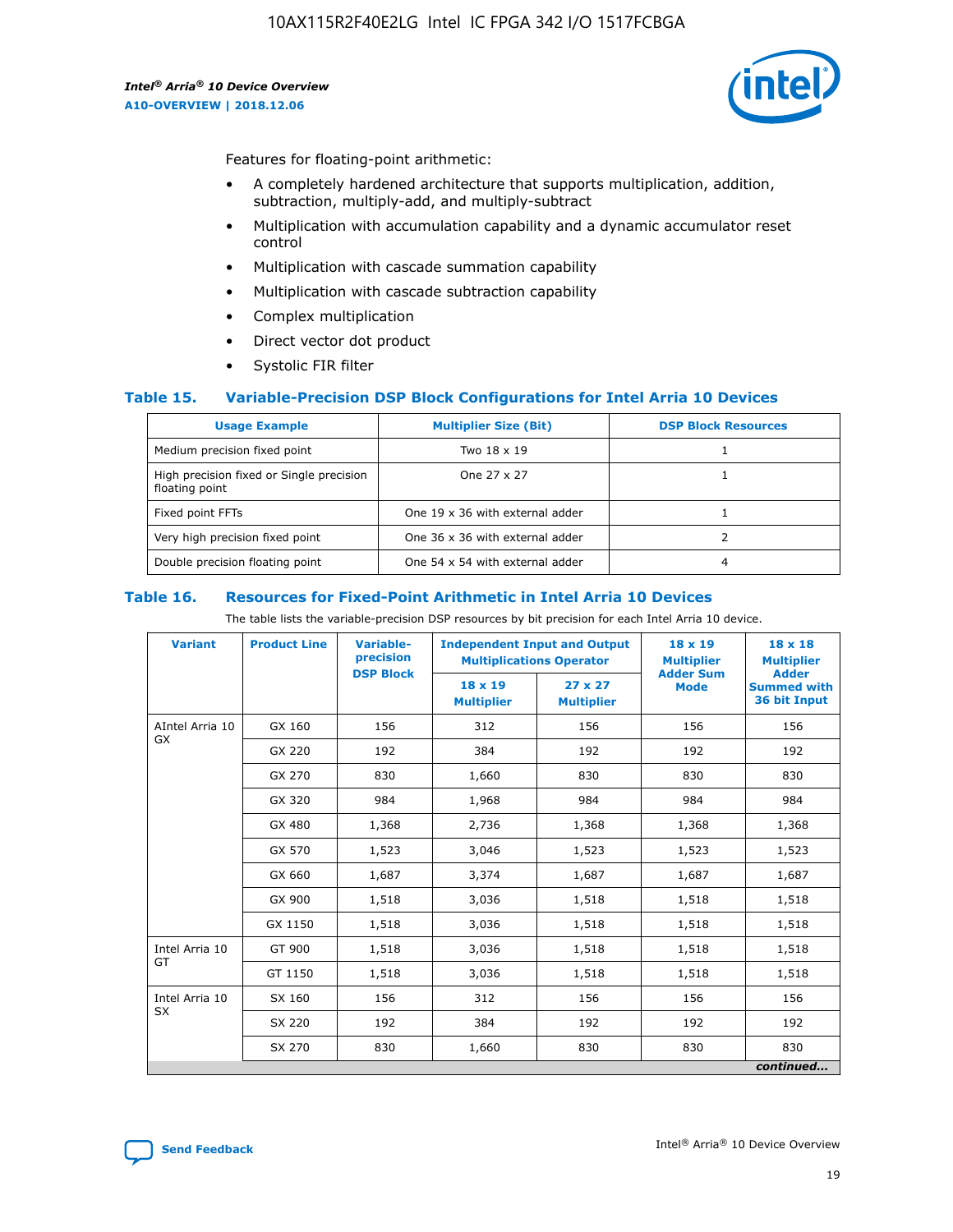Features for floating-point arithmetic:

- A completely hardened architecture that supports multiplication, addition, subtraction, multiply-add, and multiply-subtract
- Multiplication with accumulation capability and a dynamic accumulator reset control
- Multiplication with cascade summation capability
- Multiplication with cascade subtraction capability
- Complex multiplication
- Direct vector dot product
- Systolic FIR filter

### Table 15. Variable-Precision DSP Block Configurations for Intel Arria 10 Devices

| Usage Example | Multiplier Size (Bit) | DSP Block Resources |
|---|---|---|
| Medium precision fixed point | Two 18 x 19 | 1 |
| High precision fixed or Single precision floating point | One 27 x 27 | 1 |
| Fixed point FFTs | One 19 x 36 with external adder | 1 |
| Very high precision fixed point | One 36 x 36 with external adder | 2 |
| Double precision floating point | One 54 x 54 with external adder | 4 |

### Table 16. Resources for Fixed-Point Arithmetic in Intel Arria 10 Devices

The table lists the variable-precision DSP resources by bit precision for each Intel Arria 10 device.

| Variant | Product Line | Variable-precision DSP Block | Independent Input and Output Multiplications Operator | | 18 x 19 Multiplier Adder Sum Mode | 18 x 18 Multiplier Adder Summed with 36 bit Input |
|---|---|---|---|---|---|---|
| | | | 18 x 19 Multiplier | 27 x 27 Multiplier | | |
| AIntel Arria 10 GX | GX 160 | 156 | 312 | 156 | 156 | 156 |
| | GX 220 | 192 | 384 | 192 | 192 | 192 |
| | GX 270 | 830 | 1,660 | 830 | 830 | 830 |
| | GX 320 | 984 | 1,968 | 984 | 984 | 984 |
| | GX 480 | 1,368 | 2,736 | 1,368 | 1,368 | 1,368 |
| | GX 570 | 1,523 | 3,046 | 1,523 | 1,523 | 1,523 |
| | GX 660 | 1,687 | 3,374 | 1,687 | 1,687 | 1,687 |
| | GX 900 | 1,518 | 3,036 | 1,518 | 1,518 | 1,518 |
| | GX 1150 | 1,518 | 3,036 | 1,518 | 1,518 | 1,518 |
| Intel Arria 10 GT | GT 900 | 1,518 | 3,036 | 1,518 | 1,518 | 1,518 |
| | GT 1150 | 1,518 | 3,036 | 1,518 | 1,518 | 1,518 |
| Intel Arria 10 SX | SX 160 | 156 | 312 | 156 | 156 | 156 |
| | SX 220 | 192 | 384 | 192 | 192 | 192 |
| | SX 270 | 830 | 1,660 | 830 | 830 | 830 |

*continued...*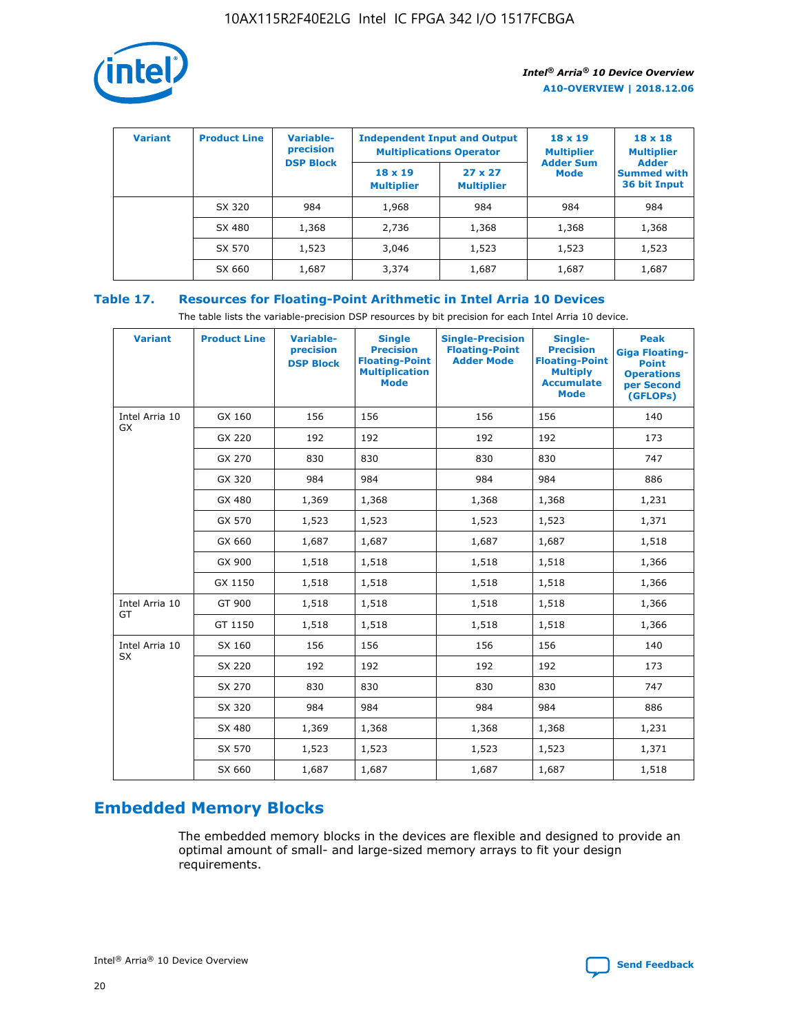| Variant | Product Line | Variable-precision DSP Block | Independent Input and Output Multiplications Operator | | 18 x 19 Multiplier Adder Sum Mode | 18 x 18 Multiplier Adder Summed with 36 bit Input |
|---|---|---|---|---|---|---|
| | | | 18 x 19 Multiplier | 27 x 27 Multiplier | | |
| | SX 320 | 984 | 1,968 | 984 | 984 | 984 |
| | SX 480 | 1,368 | 2,736 | 1,368 | 1,368 | 1,368 |
| | SX 570 | 1,523 | 3,046 | 1,523 | 1,523 | 1,523 |
| | SX 660 | 1,687 | 3,374 | 1,687 | 1,687 | 1,687 |

**Table 17. Resources for Floating-Point Arithmetic in Intel Arria 10 Devices**

The table lists the variable-precision DSP resources by bit precision for each Intel Arria 10 device.

| Variant | Product Line | Variable-precision DSP Block | Single Precision Floating-Point Multiplication Mode | Single-Precision Floating-Point Adder Mode | Single-Precision Floating-Point Multiply Accumulate Mode | Peak Giga Floating-Point Operations per Second (GFLOPs) |
|---|---|---|---|---|---|---|
| Intel Arria 10 GX | GX 160 | 156 | 156 | 156 | 156 | 140 |
| | GX 220 | 192 | 192 | 192 | 192 | 173 |
| | GX 270 | 830 | 830 | 830 | 830 | 747 |
| | GX 320 | 984 | 984 | 984 | 984 | 886 |
| | GX 480 | 1,369 | 1,368 | 1,368 | 1,368 | 1,231 |
| | GX 570 | 1,523 | 1,523 | 1,523 | 1,523 | 1,371 |
| | GX 660 | 1,687 | 1,687 | 1,687 | 1,687 | 1,518 |
| | GX 900 | 1,518 | 1,518 | 1,518 | 1,518 | 1,366 |
| | GX 1150 | 1,518 | 1,518 | 1,518 | 1,518 | 1,366 |
| Intel Arria 10 GT | GT 900 | 1,518 | 1,518 | 1,518 | 1,518 | 1,366 |
| | GT 1150 | 1,518 | 1,518 | 1,518 | 1,518 | 1,366 |
| Intel Arria 10 SX | SX 160 | 156 | 156 | 156 | 156 | 140 |
| | SX 220 | 192 | 192 | 192 | 192 | 173 |
| | SX 270 | 830 | 830 | 830 | 830 | 747 |
| | SX 320 | 984 | 984 | 984 | 984 | 886 |
| | SX 480 | 1,369 | 1,368 | 1,368 | 1,368 | 1,231 |
| | SX 570 | 1,523 | 1,523 | 1,523 | 1,523 | 1,371 |
| | SX 660 | 1,687 | 1,687 | 1,687 | 1,687 | 1,518 |

## Embedded Memory Blocks

The embedded memory blocks in the devices are flexible and designed to provide an optimal amount of small- and large-sized memory arrays to fit your design requirements.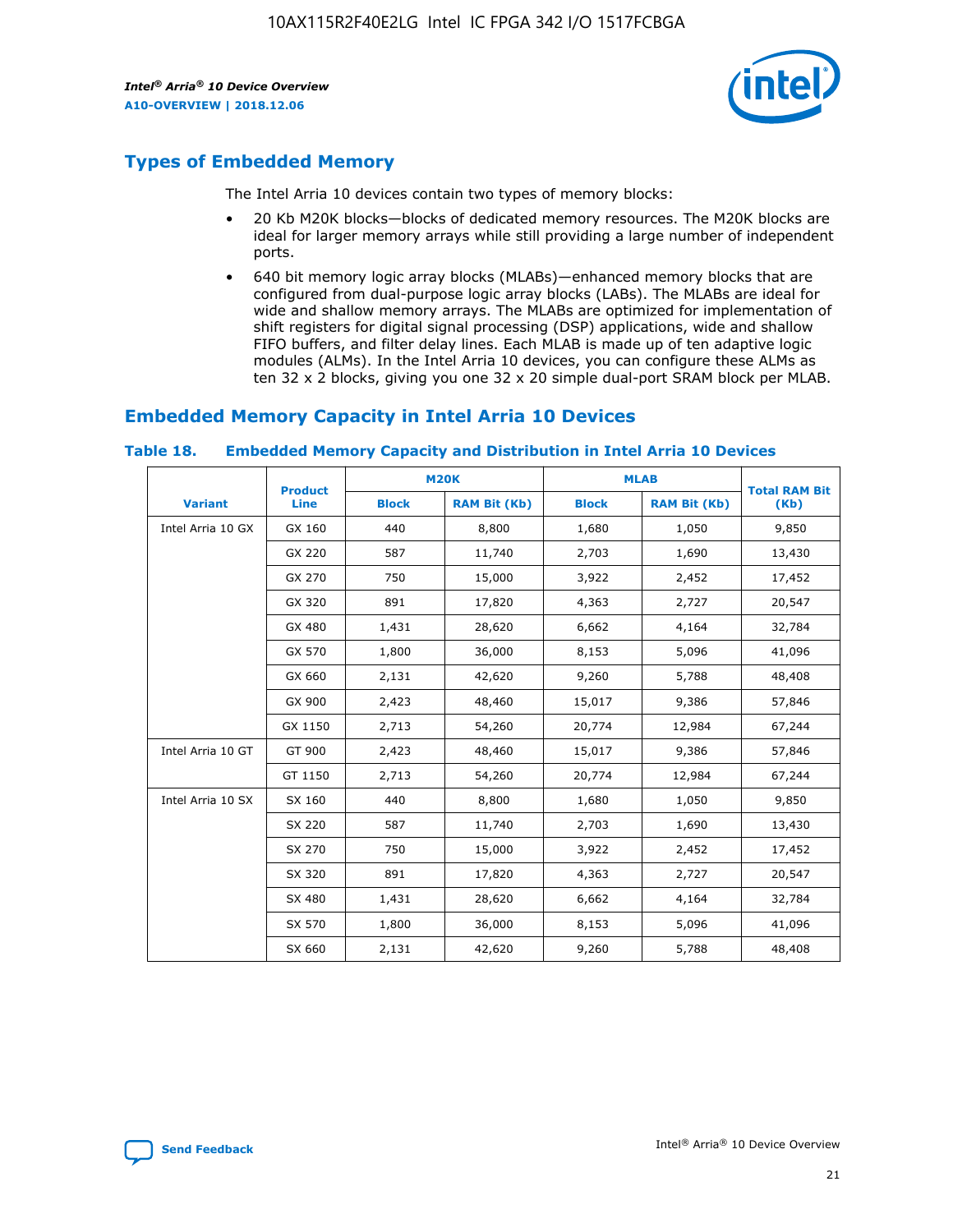## Types of Embedded Memory

The Intel Arria 10 devices contain two types of memory blocks:

- 20 Kb M20K blocks—blocks of dedicated memory resources. The M20K blocks are ideal for larger memory arrays while still providing a large number of independent ports.
- 640 bit memory logic array blocks (MLABs)—enhanced memory blocks that are configured from dual-purpose logic array blocks (LABs). The MLABs are ideal for wide and shallow memory arrays. The MLABs are optimized for implementation of shift registers for digital signal processing (DSP) applications, wide and shallow FIFO buffers, and filter delay lines. Each MLAB is made up of ten adaptive logic modules (ALMs). In the Intel Arria 10 devices, you can configure these ALMs as ten 32 x 2 blocks, giving you one 32 x 20 simple dual-port SRAM block per MLAB.

## Embedded Memory Capacity in Intel Arria 10 Devices

**Table 18. Embedded Memory Capacity and Distribution in Intel Arria 10 Devices**

| Variant | Product Line | M20K | | MLAB | | Total RAM Bit (Kb) |
|---|---|---|---|---|---|---|
| | | Block | RAM Bit (Kb) | Block | RAM Bit (Kb) | |
| Intel Arria 10 GX | GX 160 | 440 | 8,800 | 1,680 | 1,050 | 9,850 |
| | GX 220 | 587 | 11,740 | 2,703 | 1,690 | 13,430 |
| | GX 270 | 750 | 15,000 | 3,922 | 2,452 | 17,452 |
| | GX 320 | 891 | 17,820 | 4,363 | 2,727 | 20,547 |
| | GX 480 | 1,431 | 28,620 | 6,662 | 4,164 | 32,784 |
| | GX 570 | 1,800 | 36,000 | 8,153 | 5,096 | 41,096 |
| | GX 660 | 2,131 | 42,620 | 9,260 | 5,788 | 48,408 |
| | GX 900 | 2,423 | 48,460 | 15,017 | 9,386 | 57,846 |
| | GX 1150 | 2,713 | 54,260 | 20,774 | 12,984 | 67,244 |
| Intel Arria 10 GT | GT 900 | 2,423 | 48,460 | 15,017 | 9,386 | 57,846 |
| | GT 1150 | 2,713 | 54,260 | 20,774 | 12,984 | 67,244 |
| Intel Arria 10 SX | SX 160 | 440 | 8,800 | 1,680 | 1,050 | 9,850 |
| | SX 220 | 587 | 11,740 | 2,703 | 1,690 | 13,430 |
| | SX 270 | 750 | 15,000 | 3,922 | 2,452 | 17,452 |
| | SX 320 | 891 | 17,820 | 4,363 | 2,727 | 20,547 |
| | SX 480 | 1,431 | 28,620 | 6,662 | 4,164 | 32,784 |
| | SX 570 | 1,800 | 36,000 | 8,153 | 5,096 | 41,096 |
| | SX 660 | 2,131 | 42,620 | 9,260 | 5,788 | 48,408 |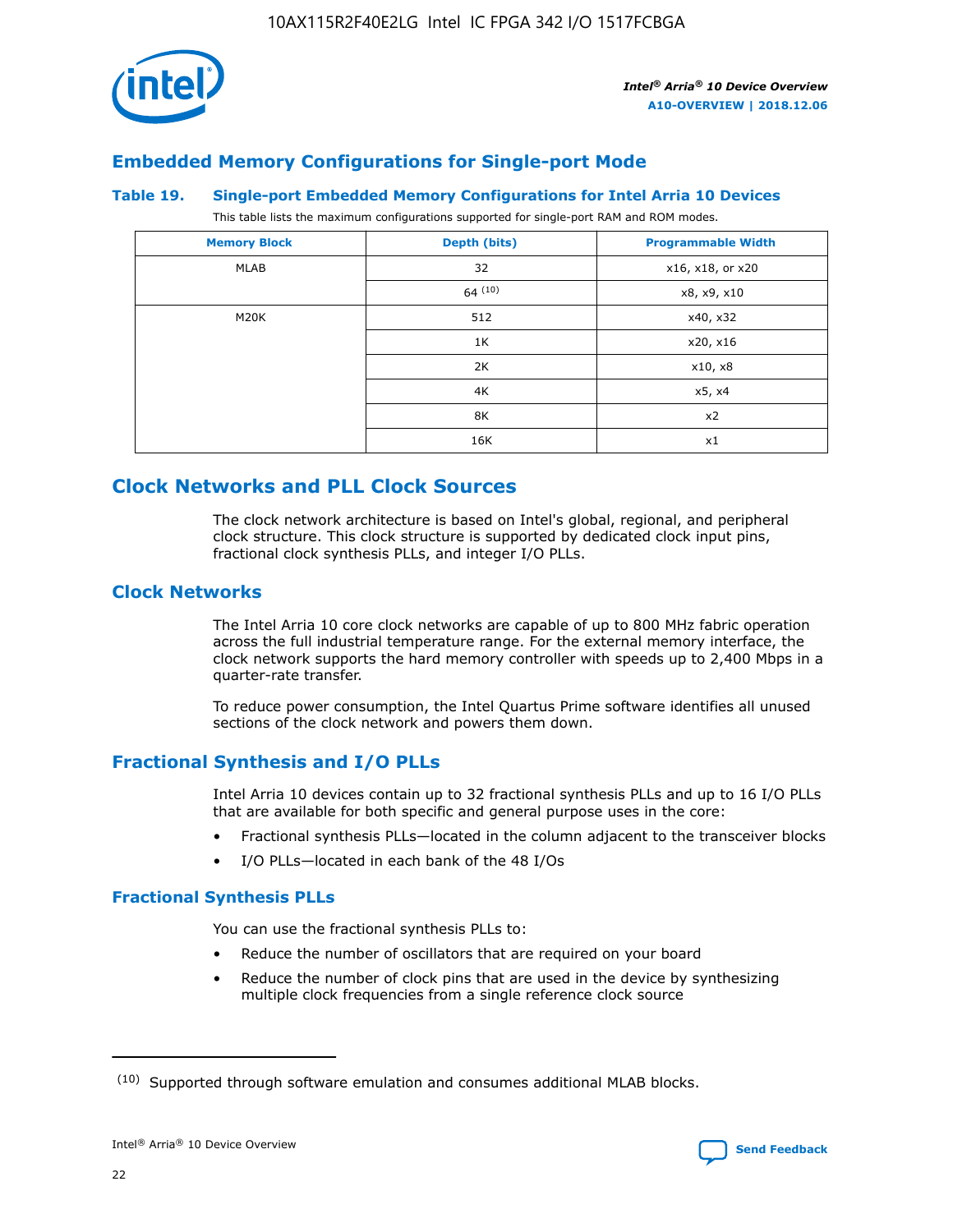## Embedded Memory Configurations for Single-port Mode

**Table 19. Single-port Embedded Memory Configurations for Intel Arria 10 Devices**

This table lists the maximum configurations supported for single-port RAM and ROM modes.

| Memory Block | Depth (bits) | Programmable Width |
|---|---|---|
| MLAB | 32 | x16, x18, or x20 |
| | 64 [10] | x8, x9, x10 |
| M20K | 512 | x40, x32 |
| | 1K | x20, x16 |
| | 2K | x10, x8 |
| | 4K | x5, x4 |
| | 8K | x2 |
| | 16K | x1 |

# Clock Networks and PLL Clock Sources

The clock network architecture is based on Intel's global, regional, and peripheral clock structure. This clock structure is supported by dedicated clock input pins, fractional clock synthesis PLLs, and integer I/O PLLs.

## Clock Networks

The Intel Arria 10 core clock networks are capable of up to 800 MHz fabric operation across the full industrial temperature range. For the external memory interface, the clock network supports the hard memory controller with speeds up to 2,400 Mbps in a quarter-rate transfer.

To reduce power consumption, the Intel Quartus Prime software identifies all unused sections of the clock network and powers them down.

## Fractional Synthesis and I/O PLLs

Intel Arria 10 devices contain up to 32 fractional synthesis PLLs and up to 16 I/O PLLs that are available for both specific and general purpose uses in the core:

- Fractional synthesis PLLs—located in the column adjacent to the transceiver blocks
- I/O PLLs—located in each bank of the 48 I/Os

### Fractional Synthesis PLLs

You can use the fractional synthesis PLLs to:

- Reduce the number of oscillators that are required on your board
- Reduce the number of clock pins that are used in the device by synthesizing multiple clock frequencies from a single reference clock source

[10] Supported through software emulation and consumes additional MLAB blocks.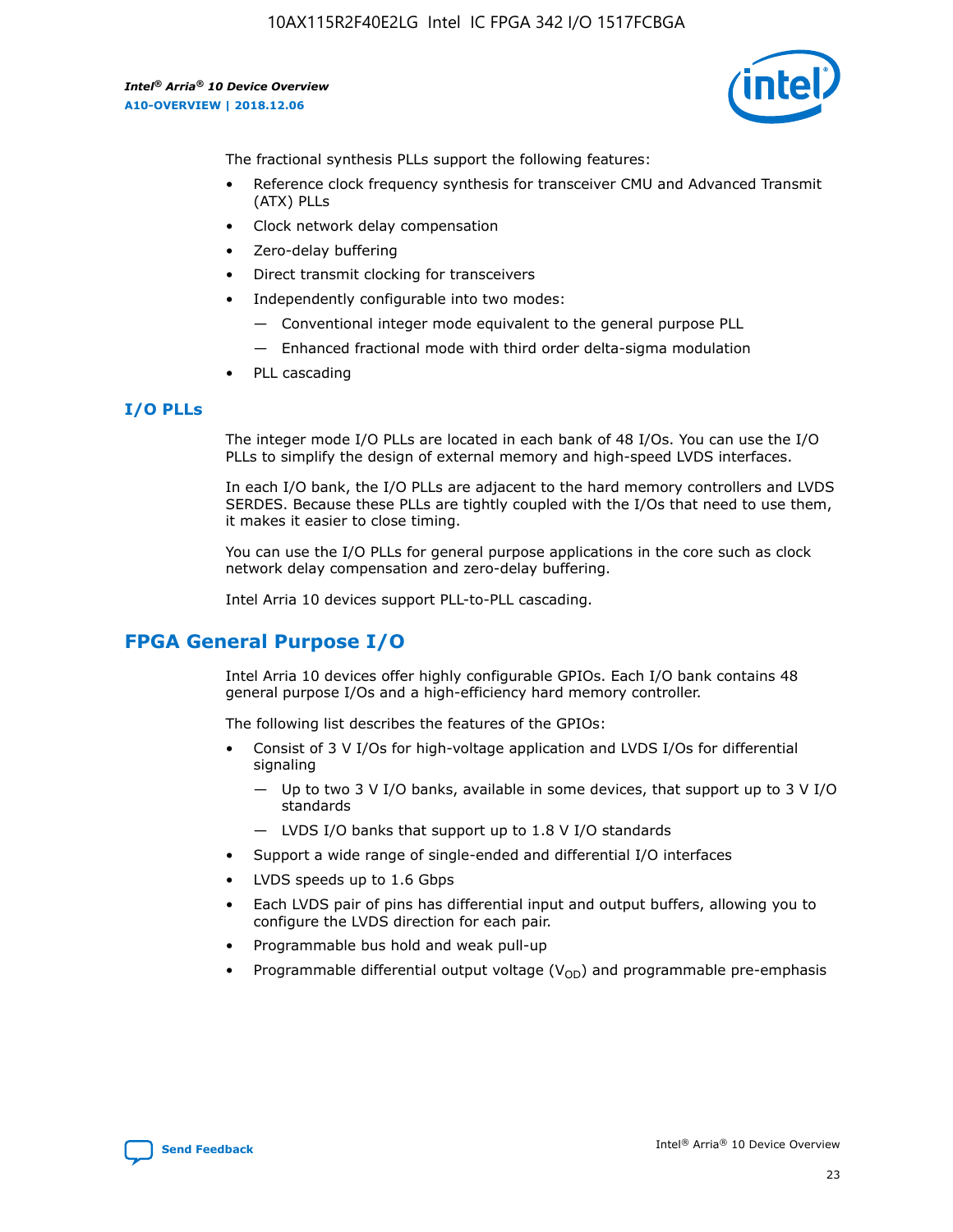The fractional synthesis PLLs support the following features:

- Reference clock frequency synthesis for transceiver CMU and Advanced Transmit (ATX) PLLs
- Clock network delay compensation
- Zero-delay buffering
- Direct transmit clocking for transceivers
- Independently configurable into two modes:
  - Conventional integer mode equivalent to the general purpose PLL
  - Enhanced fractional mode with third order delta-sigma modulation
- PLL cascading

### I/O PLLs

The integer mode I/O PLLs are located in each bank of 48 I/Os. You can use the I/O PLLs to simplify the design of external memory and high-speed LVDS interfaces.

In each I/O bank, the I/O PLLs are adjacent to the hard memory controllers and LVDS SERDES. Because these PLLs are tightly coupled with the I/Os that need to use them, it makes it easier to close timing.

You can use the I/O PLLs for general purpose applications in the core such as clock network delay compensation and zero-delay buffering.

Intel Arria 10 devices support PLL-to-PLL cascading.

## FPGA General Purpose I/O

Intel Arria 10 devices offer highly configurable GPIOs. Each I/O bank contains 48 general purpose I/Os and a high-efficiency hard memory controller.

The following list describes the features of the GPIOs:

- Consist of 3 V I/Os for high-voltage application and LVDS I/Os for differential signaling
  - Up to two 3 V I/O banks, available in some devices, that support up to 3 V I/O standards
  - LVDS I/O banks that support up to 1.8 V I/O standards
- Support a wide range of single-ended and differential I/O interfaces
- LVDS speeds up to 1.6 Gbps
- Each LVDS pair of pins has differential input and output buffers, allowing you to configure the LVDS direction for each pair.
- Programmable bus hold and weak pull-up
- Programmable differential output voltage ($V_{OD}$) and programmable pre-emphasis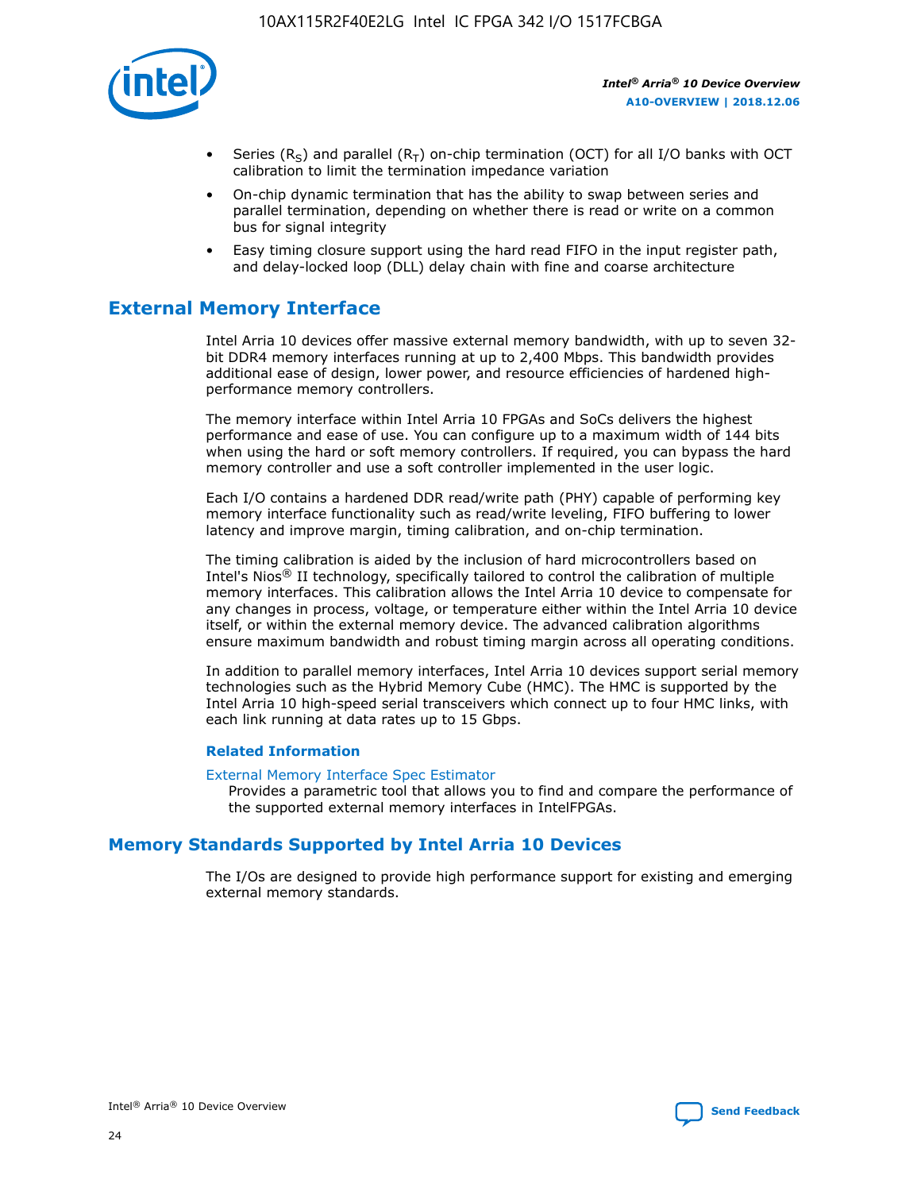- Series ($R_S$) and parallel ($R_T$) on-chip termination (OCT) for all I/O banks with OCT calibration to limit the termination impedance variation
- On-chip dynamic termination that has the ability to swap between series and parallel termination, depending on whether there is read or write on a common bus for signal integrity
- Easy timing closure support using the hard read FIFO in the input register path, and delay-locked loop (DLL) delay chain with fine and coarse architecture

## External Memory Interface

Intel Arria 10 devices offer massive external memory bandwidth, with up to seven 32-bit DDR4 memory interfaces running at up to 2,400 Mbps. This bandwidth provides additional ease of design, lower power, and resource efficiencies of hardened high-performance memory controllers.

The memory interface within Intel Arria 10 FPGAs and SoCs delivers the highest performance and ease of use. You can configure up to a maximum width of 144 bits when using the hard or soft memory controllers. If required, you can bypass the hard memory controller and use a soft controller implemented in the user logic.

Each I/O contains a hardened DDR read/write path (PHY) capable of performing key memory interface functionality such as read/write leveling, FIFO buffering to lower latency and improve margin, timing calibration, and on-chip termination.

The timing calibration is aided by the inclusion of hard microcontrollers based on Intel's Nios® II technology, specifically tailored to control the calibration of multiple memory interfaces. This calibration allows the Intel Arria 10 device to compensate for any changes in process, voltage, or temperature either within the Intel Arria 10 device itself, or within the external memory device. The advanced calibration algorithms ensure maximum bandwidth and robust timing margin across all operating conditions.

In addition to parallel memory interfaces, Intel Arria 10 devices support serial memory technologies such as the Hybrid Memory Cube (HMC). The HMC is supported by the Intel Arria 10 high-speed serial transceivers which connect up to four HMC links, with each link running at data rates up to 15 Gbps.

### Related Information

External Memory Interface Spec Estimator
Provides a parametric tool that allows you to find and compare the performance of the supported external memory interfaces in IntelFPGAs.

## Memory Standards Supported by Intel Arria 10 Devices

The I/Os are designed to provide high performance support for existing and emerging external memory standards.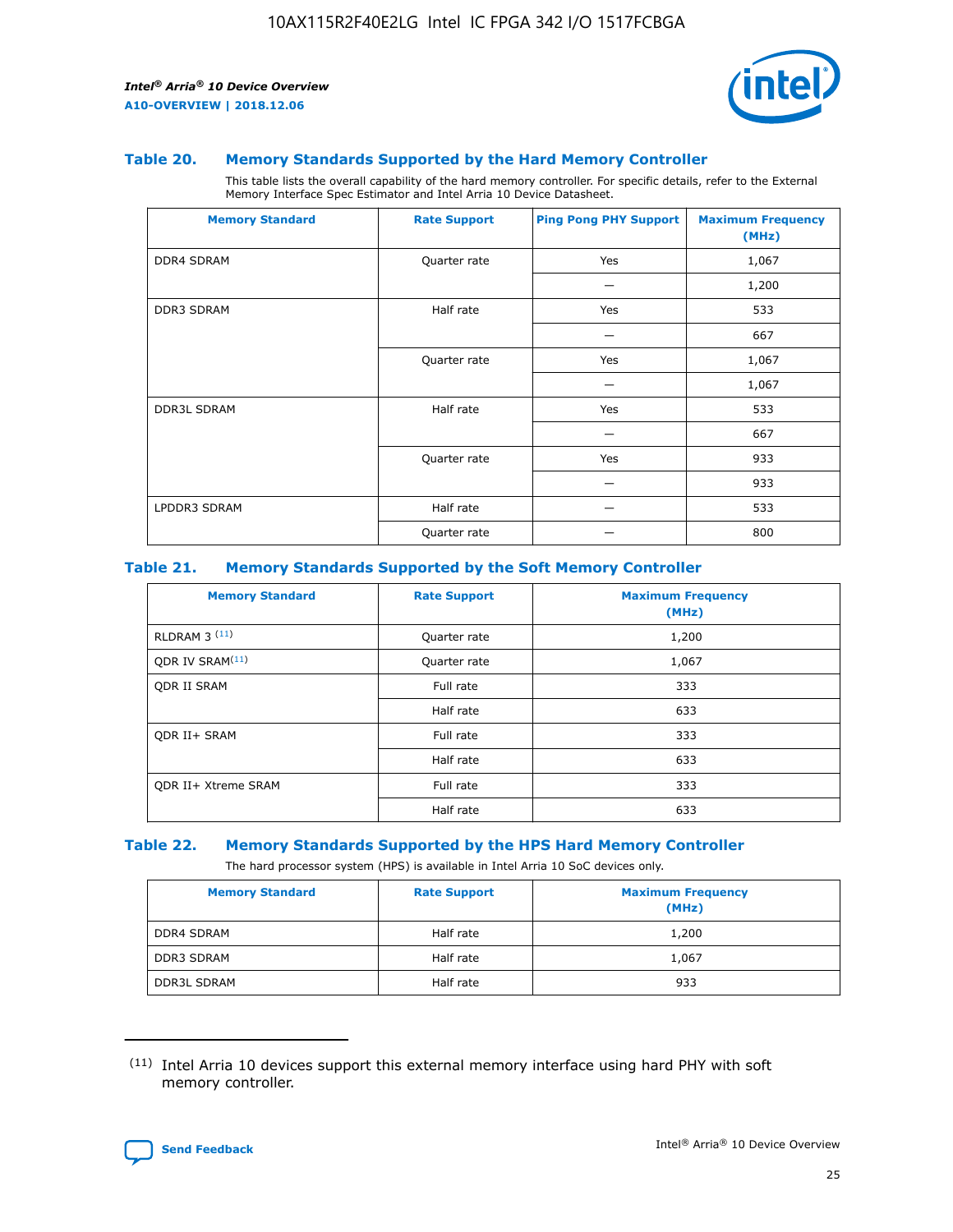### Table 20. Memory Standards Supported by the Hard Memory Controller

This table lists the overall capability of the hard memory controller. For specific details, refer to the External Memory Interface Spec Estimator and Intel Arria 10 Device Datasheet.

| Memory Standard | Rate Support | Ping Pong PHY Support | Maximum Frequency (MHz) |
|---|---|---|---|
| DDR4 SDRAM | Quarter rate | Yes | 1,067 |
| | | — | 1,200 |
| DDR3 SDRAM | Half rate | Yes | 533 |
| | | — | 667 |
| | Quarter rate | Yes | 1,067 |
| | | — | 1,067 |
| DDR3L SDRAM | Half rate | Yes | 533 |
| | | — | 667 |
| | Quarter rate | Yes | 933 |
| | | — | 933 |
| LPDDR3 SDRAM | Half rate | — | 533 |
| | Quarter rate | — | 800 |

### Table 21. Memory Standards Supported by the Soft Memory Controller

| Memory Standard | Rate Support | Maximum Frequency (MHz) |
|---|---|---|
| RLDRAM 3 [(11)] | Quarter rate | 1,200 |
| QDR IV SRAM[(11)] | Quarter rate | 1,067 |
| QDR II SRAM | Full rate | 333 |
| | Half rate | 633 |
| QDR II+ SRAM | Full rate | 333 |
| | Half rate | 633 |
| QDR II+ Xtreme SRAM | Full rate | 333 |
| | Half rate | 633 |

### Table 22. Memory Standards Supported by the HPS Hard Memory Controller

The hard processor system (HPS) is available in Intel Arria 10 SoC devices only.

| Memory Standard | Rate Support | Maximum Frequency (MHz) |
|---|---|---|
| DDR4 SDRAM | Half rate | 1,200 |
| DDR3 SDRAM | Half rate | 1,067 |
| DDR3L SDRAM | Half rate | 933 |

(11) Intel Arria 10 devices support this external memory interface using hard PHY with soft memory controller.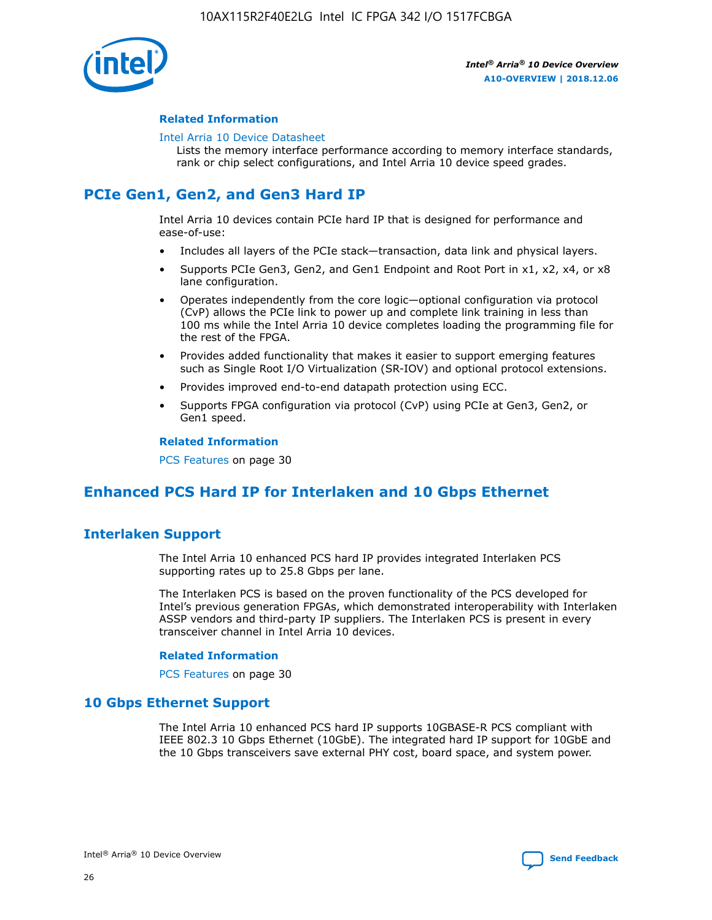#### Related Information

Intel Arria 10 Device Datasheet
Lists the memory interface performance according to memory interface standards, rank or chip select configurations, and Intel Arria 10 device speed grades.

## PCIe Gen1, Gen2, and Gen3 Hard IP

Intel Arria 10 devices contain PCIe hard IP that is designed for performance and ease-of-use:

- Includes all layers of the PCIe stack—transaction, data link and physical layers.
- Supports PCIe Gen3, Gen2, and Gen1 Endpoint and Root Port in x1, x2, x4, or x8 lane configuration.
- Operates independently from the core logic—optional configuration via protocol (CvP) allows the PCIe link to power up and complete link training in less than 100 ms while the Intel Arria 10 device completes loading the programming file for the rest of the FPGA.
- Provides added functionality that makes it easier to support emerging features such as Single Root I/O Virtualization (SR-IOV) and optional protocol extensions.
- Provides improved end-to-end datapath protection using ECC.
- Supports FPGA configuration via protocol (CvP) using PCIe at Gen3, Gen2, or Gen1 speed.

#### Related Information

PCS Features on page 30

## Enhanced PCS Hard IP for Interlaken and 10 Gbps Ethernet

### Interlaken Support

The Intel Arria 10 enhanced PCS hard IP provides integrated Interlaken PCS supporting rates up to 25.8 Gbps per lane.

The Interlaken PCS is based on the proven functionality of the PCS developed for Intel's previous generation FPGAs, which demonstrated interoperability with Interlaken ASSP vendors and third-party IP suppliers. The Interlaken PCS is present in every transceiver channel in Intel Arria 10 devices.

#### Related Information

PCS Features on page 30

### 10 Gbps Ethernet Support

The Intel Arria 10 enhanced PCS hard IP supports 10GBASE-R PCS compliant with IEEE 802.3 10 Gbps Ethernet (10GbE). The integrated hard IP support for 10GbE and the 10 Gbps transceivers save external PHY cost, board space, and system power.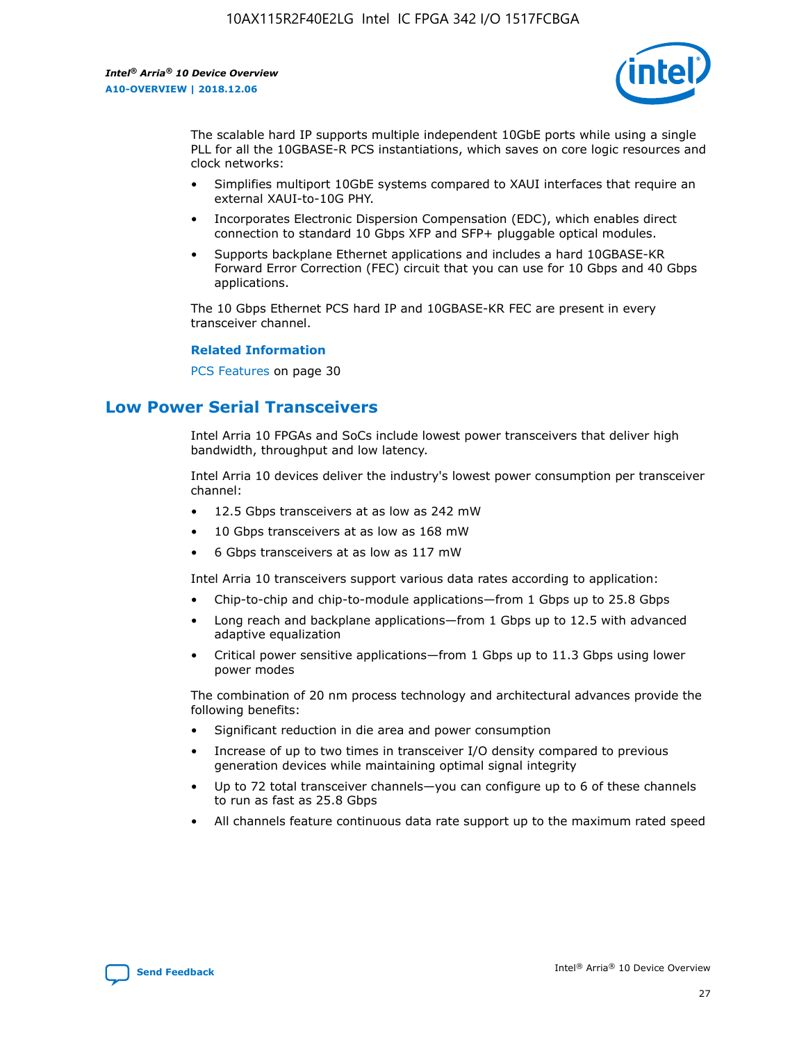The scalable hard IP supports multiple independent 10GbE ports while using a single PLL for all the 10GBASE-R PCS instantiations, which saves on core logic resources and clock networks:

- Simplifies multiport 10GbE systems compared to XAUI interfaces that require an external XAUI-to-10G PHY.
- Incorporates Electronic Dispersion Compensation (EDC), which enables direct connection to standard 10 Gbps XFP and SFP+ pluggable optical modules.
- Supports backplane Ethernet applications and includes a hard 10GBASE-KR Forward Error Correction (FEC) circuit that you can use for 10 Gbps and 40 Gbps applications.

The 10 Gbps Ethernet PCS hard IP and 10GBASE-KR FEC are present in every transceiver channel.

**Related Information**

PCS Features on page 30

## Low Power Serial Transceivers

Intel Arria 10 FPGAs and SoCs include lowest power transceivers that deliver high bandwidth, throughput and low latency.

Intel Arria 10 devices deliver the industry's lowest power consumption per transceiver channel:

- 12.5 Gbps transceivers at as low as 242 mW
- 10 Gbps transceivers at as low as 168 mW
- 6 Gbps transceivers at as low as 117 mW

Intel Arria 10 transceivers support various data rates according to application:

- Chip-to-chip and chip-to-module applications—from 1 Gbps up to 25.8 Gbps
- Long reach and backplane applications—from 1 Gbps up to 12.5 with advanced adaptive equalization
- Critical power sensitive applications—from 1 Gbps up to 11.3 Gbps using lower power modes

The combination of 20 nm process technology and architectural advances provide the following benefits:

- Significant reduction in die area and power consumption
- Increase of up to two times in transceiver I/O density compared to previous generation devices while maintaining optimal signal integrity
- Up to 72 total transceiver channels—you can configure up to 6 of these channels to run as fast as 25.8 Gbps
- All channels feature continuous data rate support up to the maximum rated speed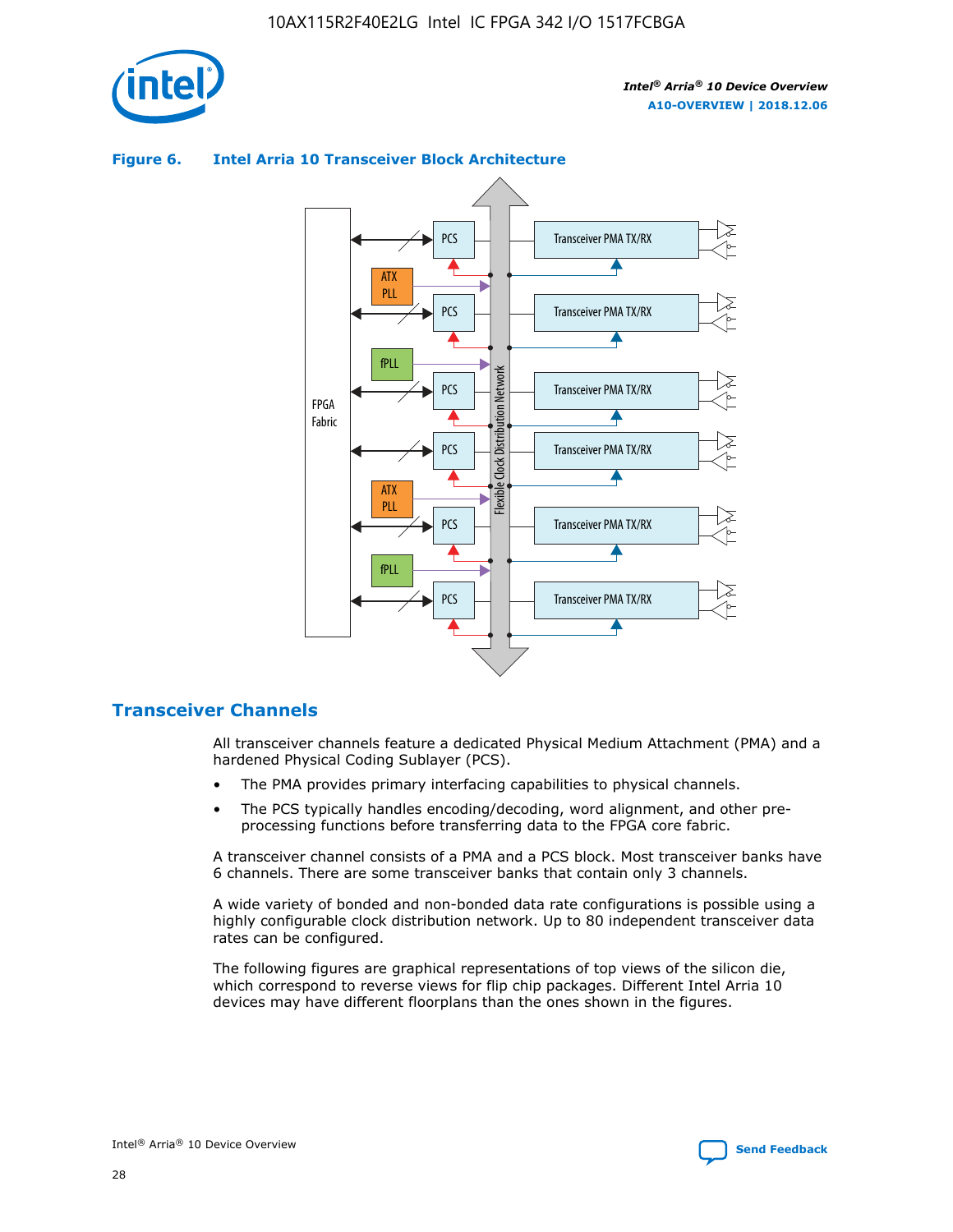**Figure 6. Intel Arria 10 Transceiver Block Architecture**

FPGA Fabric

PCS

ATX PLL

fPLL

Flexible Clock Distribution Network

Transceiver PMA TX/RX

## Transceiver Channels

All transceiver channels feature a dedicated Physical Medium Attachment (PMA) and a hardened Physical Coding Sublayer (PCS).

- The PMA provides primary interfacing capabilities to physical channels.
- The PCS typically handles encoding/decoding, word alignment, and other pre-processing functions before transferring data to the FPGA core fabric.

A transceiver channel consists of a PMA and a PCS block. Most transceiver banks have 6 channels. There are some transceiver banks that contain only 3 channels.

A wide variety of bonded and non-bonded data rate configurations is possible using a highly configurable clock distribution network. Up to 80 independent transceiver data rates can be configured.

The following figures are graphical representations of top views of the silicon die, which correspond to reverse views for flip chip packages. Different Intel Arria 10 devices may have different floorplans than the ones shown in the figures.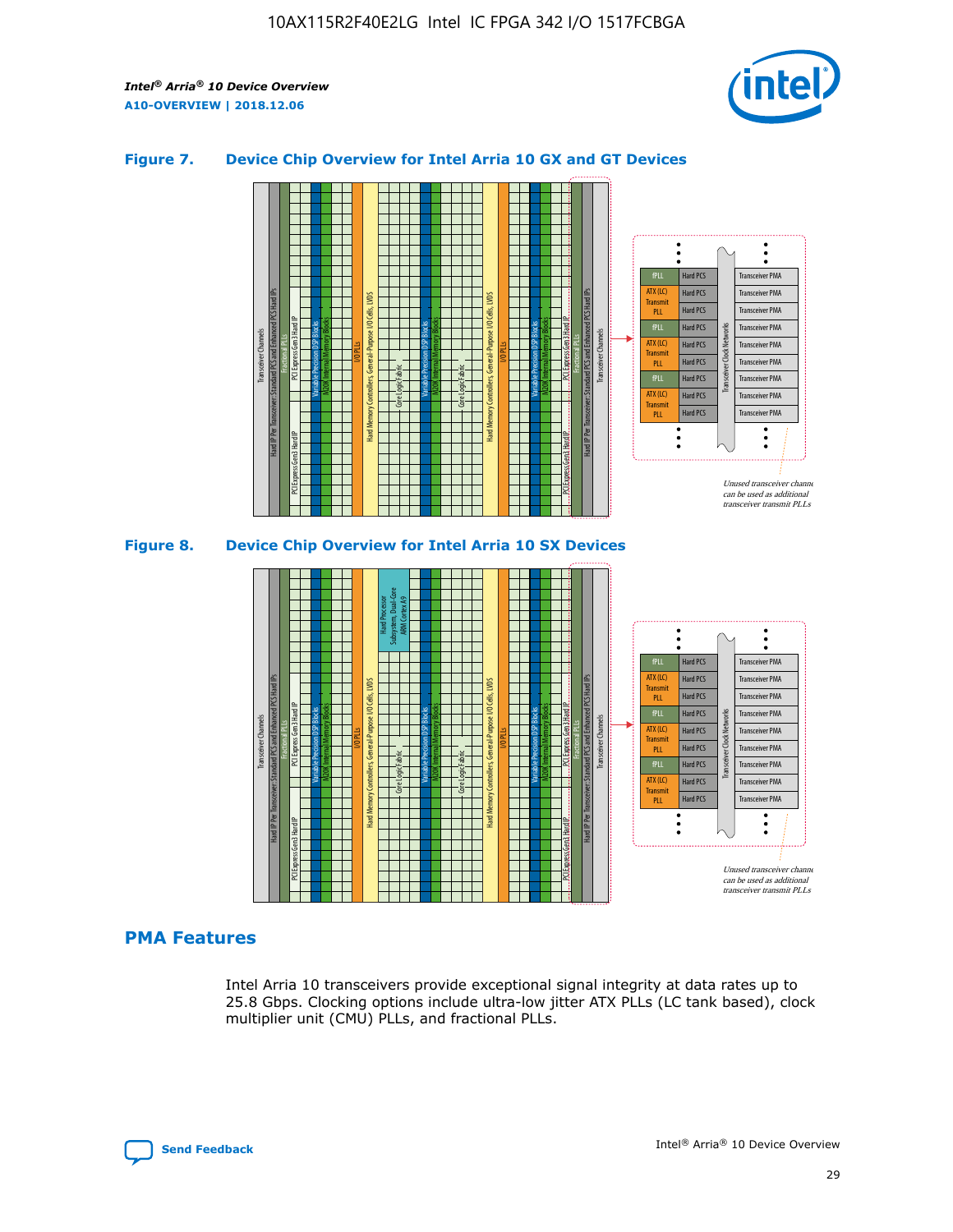### Figure 7. Device Chip Overview for Intel Arria 10 GX and GT Devices

### Figure 8. Device Chip Overview for Intel Arria 10 SX Devices

## PMA Features

Intel Arria 10 transceivers provide exceptional signal integrity at data rates up to 25.8 Gbps. Clocking options include ultra-low jitter ATX PLLs (LC tank based), clock multiplier unit (CMU) PLLs, and fractional PLLs.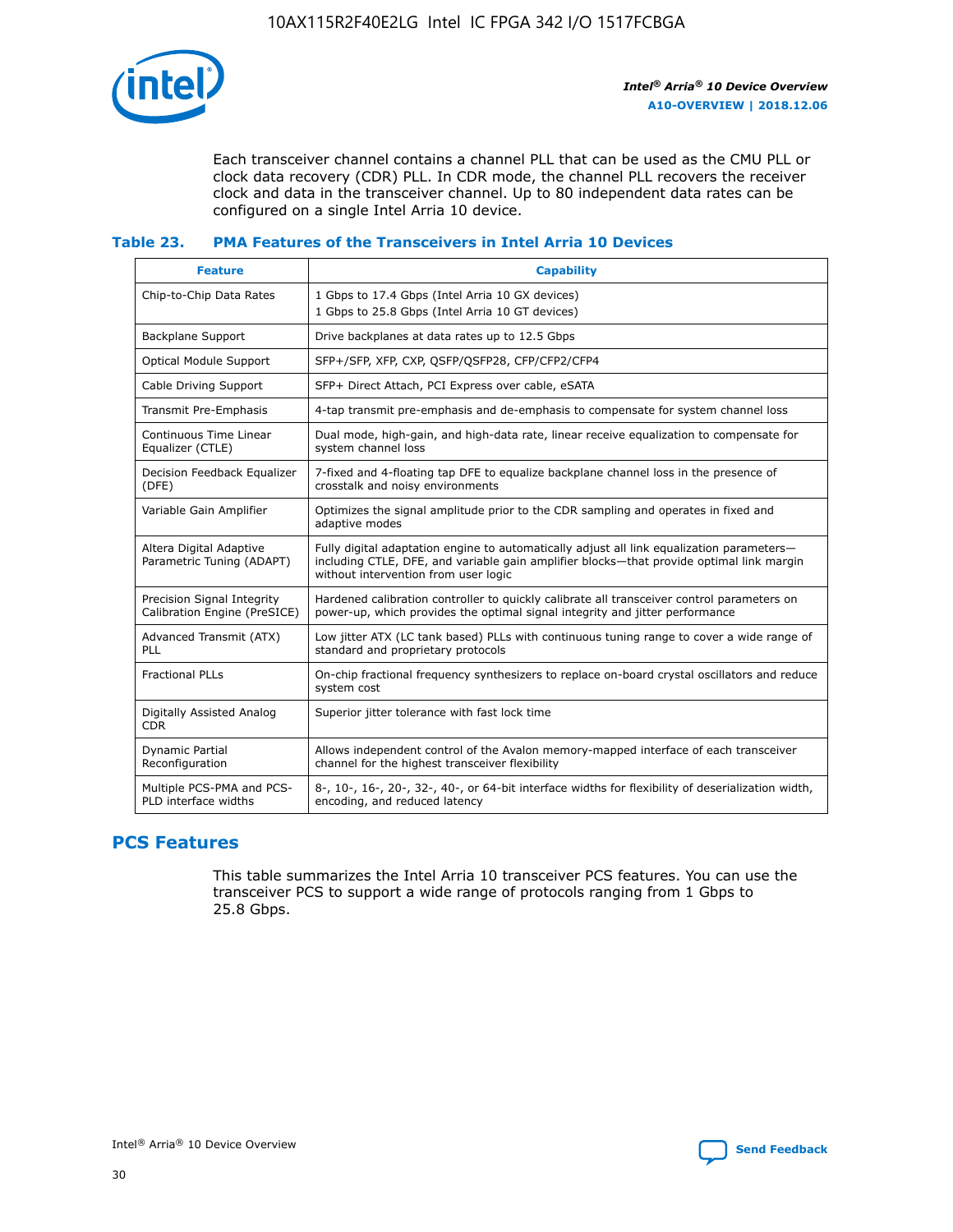Each transceiver channel contains a channel PLL that can be used as the CMU PLL or clock data recovery (CDR) PLL. In CDR mode, the channel PLL recovers the receiver clock and data in the transceiver channel. Up to 80 independent data rates can be configured on a single Intel Arria 10 device.

### Table 23. PMA Features of the Transceivers in Intel Arria 10 Devices

| Feature | Capability |
|---|---|
| Chip-to-Chip Data Rates | 1 Gbps to 17.4 Gbps (Intel Arria 10 GX devices)<br>1 Gbps to 25.8 Gbps (Intel Arria 10 GT devices) |
| Backplane Support | Drive backplanes at data rates up to 12.5 Gbps |
| Optical Module Support | SFP+/SFP, XFP, CXP, QSFP/QSFP28, CFP/CFP2/CFP4 |
| Cable Driving Support | SFP+ Direct Attach, PCI Express over cable, eSATA |
| Transmit Pre-Emphasis | 4-tap transmit pre-emphasis and de-emphasis to compensate for system channel loss |
| Continuous Time Linear Equalizer (CTLE) | Dual mode, high-gain, and high-data rate, linear receive equalization to compensate for system channel loss |
| Decision Feedback Equalizer (DFE) | 7-fixed and 4-floating tap DFE to equalize backplane channel loss in the presence of crosstalk and noisy environments |
| Variable Gain Amplifier | Optimizes the signal amplitude prior to the CDR sampling and operates in fixed and adaptive modes |
| Altera Digital Adaptive Parametric Tuning (ADAPT) | Fully digital adaptation engine to automatically adjust all link equalization parameters—including CTLE, DFE, and variable gain amplifier blocks—that provide optimal link margin without intervention from user logic |
| Precision Signal Integrity Calibration Engine (PreSICE) | Hardened calibration controller to quickly calibrate all transceiver control parameters on power-up, which provides the optimal signal integrity and jitter performance |
| Advanced Transmit (ATX) PLL | Low jitter ATX (LC tank based) PLLs with continuous tuning range to cover a wide range of standard and proprietary protocols |
| Fractional PLLs | On-chip fractional frequency synthesizers to replace on-board crystal oscillators and reduce system cost |
| Digitally Assisted Analog CDR | Superior jitter tolerance with fast lock time |
| Dynamic Partial Reconfiguration | Allows independent control of the Avalon memory-mapped interface of each transceiver channel for the highest transceiver flexibility |
| Multiple PCS-PMA and PCS-PLD interface widths | 8-, 10-, 16-, 20-, 32-, 40-, or 64-bit interface widths for flexibility of deserialization width, encoding, and reduced latency |

## PCS Features

This table summarizes the Intel Arria 10 transceiver PCS features. You can use the transceiver PCS to support a wide range of protocols ranging from 1 Gbps to 25.8 Gbps.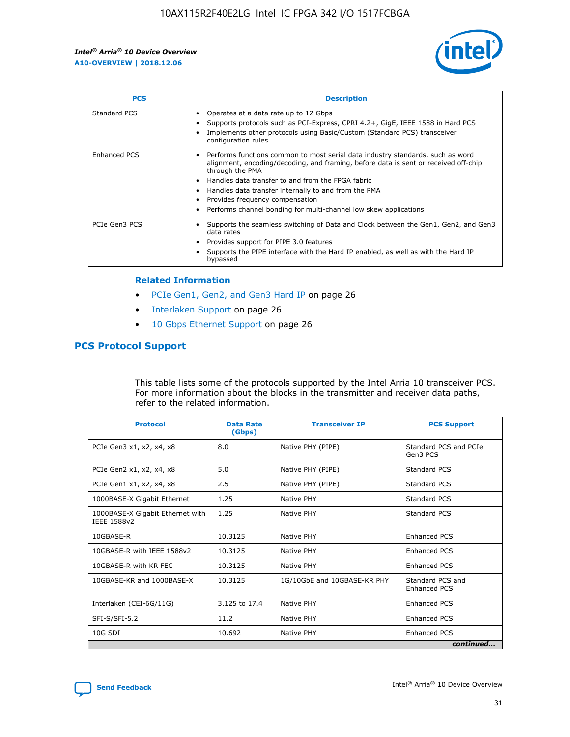| PCS | Description |
| --- | --- |
| Standard PCS | • Operates at a data rate up to 12 Gbps<br>• Supports protocols such as PCI-Express, CPRI 4.2+, GigE, IEEE 1588 in Hard PCS<br>• Implements other protocols using Basic/Custom (Standard PCS) transceiver configuration rules. |
| Enhanced PCS | • Performs functions common to most serial data industry standards, such as word alignment, encoding/decoding, and framing, before data is sent or received off-chip through the PMA<br>• Handles data transfer to and from the FPGA fabric<br>• Handles data transfer internally to and from the PMA<br>• Provides frequency compensation<br>• Performs channel bonding for multi-channel low skew applications |
| PCIe Gen3 PCS | • Supports the seamless switching of Data and Clock between the Gen1, Gen2, and Gen3 data rates<br>• Provides support for PIPE 3.0 features<br>• Supports the PIPE interface with the Hard IP enabled, as well as with the Hard IP bypassed |

### Related Information

- PCIe Gen1, Gen2, and Gen3 Hard IP on page 26
- Interlaken Support on page 26
- 10 Gbps Ethernet Support on page 26

## PCS Protocol Support

This table lists some of the protocols supported by the Intel Arria 10 transceiver PCS. For more information about the blocks in the transmitter and receiver data paths, refer to the related information.

| Protocol | Data Rate (Gbps) | Transceiver IP | PCS Support |
| --- | --- | --- | --- |
| PCIe Gen3 x1, x2, x4, x8 | 8.0 | Native PHY (PIPE) | Standard PCS and PCIe Gen3 PCS |
| PCIe Gen2 x1, x2, x4, x8 | 5.0 | Native PHY (PIPE) | Standard PCS |
| PCIe Gen1 x1, x2, x4, x8 | 2.5 | Native PHY (PIPE) | Standard PCS |
| 1000BASE-X Gigabit Ethernet | 1.25 | Native PHY | Standard PCS |
| 1000BASE-X Gigabit Ethernet with IEEE 1588v2 | 1.25 | Native PHY | Standard PCS |
| 10GBASE-R | 10.3125 | Native PHY | Enhanced PCS |
| 10GBASE-R with IEEE 1588v2 | 10.3125 | Native PHY | Enhanced PCS |
| 10GBASE-R with KR FEC | 10.3125 | Native PHY | Enhanced PCS |
| 10GBASE-KR and 1000BASE-X | 10.3125 | 1G/10GbE and 10GBASE-KR PHY | Standard PCS and Enhanced PCS |
| Interlaken (CEI-6G/11G) | 3.125 to 17.4 | Native PHY | Enhanced PCS |
| SFI-S/SFI-5.2 | 11.2 | Native PHY | Enhanced PCS |
| 10G SDI | 10.692 | Native PHY | Enhanced PCS |

*continued...*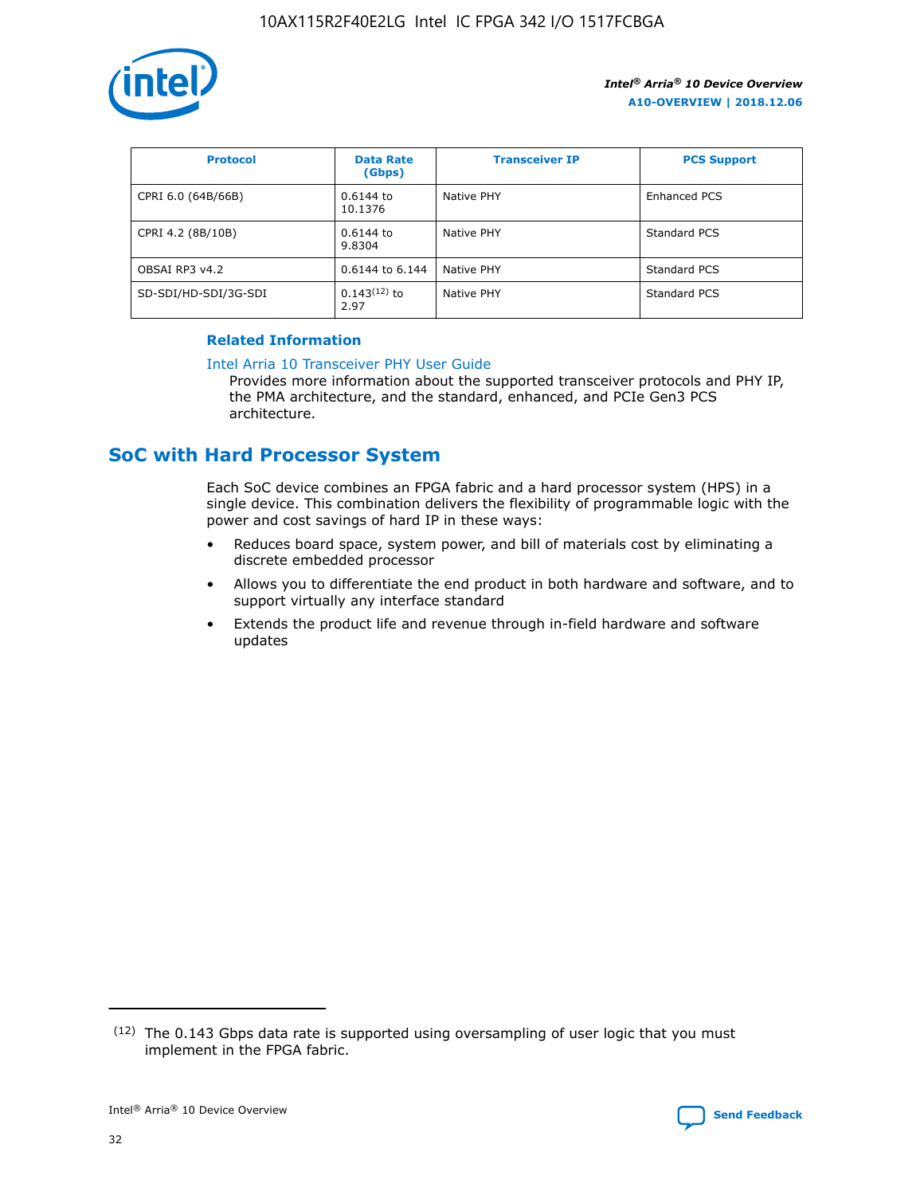| Protocol | Data Rate (Gbps) | Transceiver IP | PCS Support |
| --- | --- | --- | --- |
| CPRI 6.0 (64B/66B) | 0.6144 to 10.1376 | Native PHY | Enhanced PCS |
| CPRI 4.2 (8B/10B) | 0.6144 to 9.8304 | Native PHY | Standard PCS |
| OBSAI RP3 v4.2 | 0.6144 to 6.144 | Native PHY | Standard PCS |
| SD-SDI/HD-SDI/3G-SDI | 0.143[12] to 2.97 | Native PHY | Standard PCS |

**Related Information**

Intel Arria 10 Transceiver PHY User Guide

Provides more information about the supported transceiver protocols and PHY IP, the PMA architecture, and the standard, enhanced, and PCIe Gen3 PCS architecture.

## SoC with Hard Processor System

Each SoC device combines an FPGA fabric and a hard processor system (HPS) in a single device. This combination delivers the flexibility of programmable logic with the power and cost savings of hard IP in these ways:

- Reduces board space, system power, and bill of materials cost by eliminating a discrete embedded processor
- Allows you to differentiate the end product in both hardware and software, and to support virtually any interface standard
- Extends the product life and revenue through in-field hardware and software updates

[12] The 0.143 Gbps data rate is supported using oversampling of user logic that you must implement in the FPGA fabric.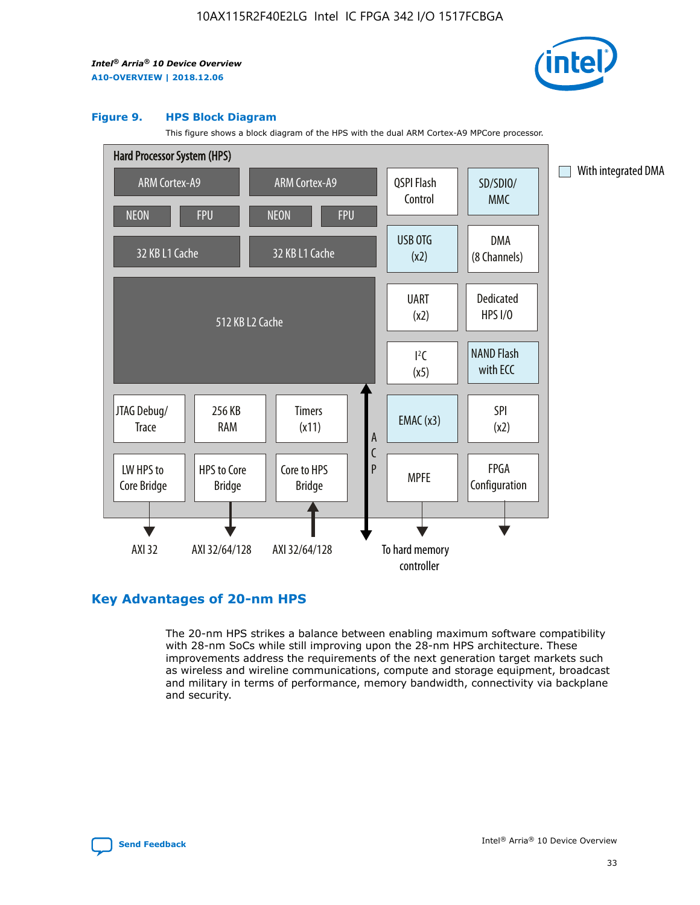### Figure 9. HPS Block Diagram

This figure shows a block diagram of the HPS with the dual ARM Cortex-A9 MPCore processor.

Hard Processor System (HPS)

ARM Cortex-A9
NEON
FPU
32 KB L1 Cache
ARM Cortex-A9
NEON
FPU
32 KB L1 Cache
512 KB L2 Cache
QSPI Flash Control
SD/SDIO/ MMC
USB OTG (x2)
DMA (8 Channels)
UART (x2)
Dedicated HPS I/O
I²C (x5)
NAND Flash with ECC
JTAG Debug/ Trace
256 KB RAM
Timers (x11)
EMAC (x3)
SPI (x2)
LW HPS to Core Bridge
HPS to Core Bridge
Core to HPS Bridge
ACP
MPFE
FPGA Configuration
AXI 32
AXI 32/64/128
AXI 32/64/128
To hard memory controller

With integrated DMA

## Key Advantages of 20-nm HPS

The 20-nm HPS strikes a balance between enabling maximum software compatibility with 28-nm SoCs while still improving upon the 28-nm HPS architecture. These improvements address the requirements of the next generation target markets such as wireless and wireline communications, compute and storage equipment, broadcast and military in terms of performance, memory bandwidth, connectivity via backplane and security.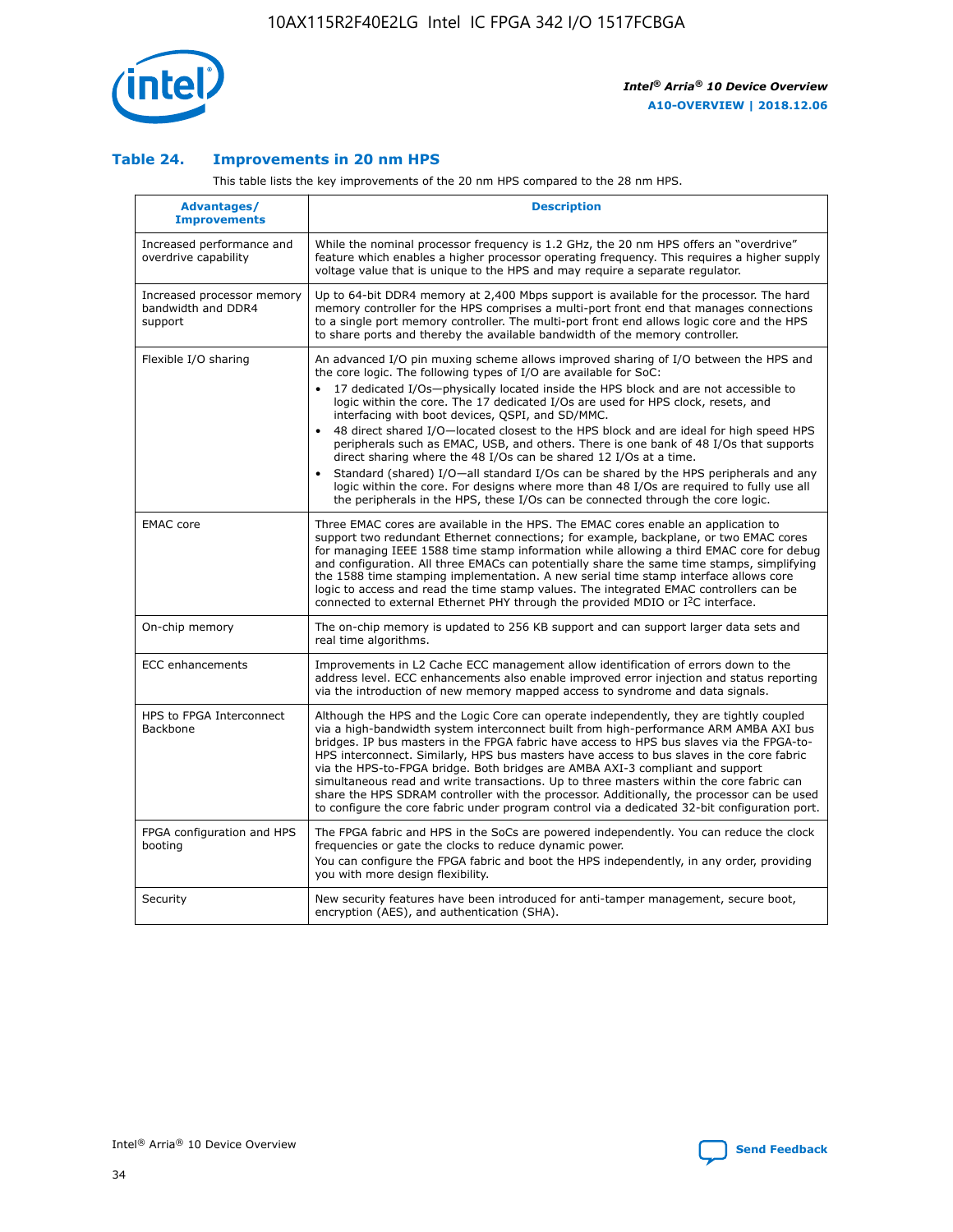### Table 24. Improvements in 20 nm HPS

This table lists the key improvements of the 20 nm HPS compared to the 28 nm HPS.

| Advantages/ Improvements | Description |
|---|---|
| Increased performance and overdrive capability | While the nominal processor frequency is 1.2 GHz, the 20 nm HPS offers an "overdrive" feature which enables a higher processor operating frequency. This requires a higher supply voltage value that is unique to the HPS and may require a separate regulator. |
| Increased processor memory bandwidth and DDR4 support | Up to 64-bit DDR4 memory at 2,400 Mbps support is available for the processor. The hard memory controller for the HPS comprises a multi-port front end that manages connections to a single port memory controller. The multi-port front end allows logic core and the HPS to share ports and thereby the available bandwidth of the memory controller. |
| Flexible I/O sharing | An advanced I/O pin muxing scheme allows improved sharing of I/O between the HPS and the core logic. The following types of I/O are available for SoC:<br>• 17 dedicated I/Os—physically located inside the HPS block and are not accessible to logic within the core. The 17 dedicated I/Os are used for HPS clock, resets, and interfacing with boot devices, QSPI, and SD/MMC.<br>• 48 direct shared I/O—located closest to the HPS block and are ideal for high speed HPS peripherals such as EMAC, USB, and others. There is one bank of 48 I/Os that supports direct sharing where the 48 I/Os can be shared 12 I/Os at a time.<br>• Standard (shared) I/O—all standard I/Os can be shared by the HPS peripherals and any logic within the core. For designs where more than 48 I/Os are required to fully use all the peripherals in the HPS, these I/Os can be connected through the core logic. |
| EMAC core | Three EMAC cores are available in the HPS. The EMAC cores enable an application to support two redundant Ethernet connections; for example, backplane, or two EMAC cores for managing IEEE 1588 time stamp information while allowing a third EMAC core for debug and configuration. All three EMACs can potentially share the same time stamps, simplifying the 1588 time stamping implementation. A new serial time stamp interface allows core logic to access and read the time stamp values. The integrated EMAC controllers can be connected to external Ethernet PHY through the provided MDIO or I²C interface. |
| On-chip memory | The on-chip memory is updated to 256 KB support and can support larger data sets and real time algorithms. |
| ECC enhancements | Improvements in L2 Cache ECC management allow identification of errors down to the address level. ECC enhancements also enable improved error injection and status reporting via the introduction of new memory mapped access to syndrome and data signals. |
| HPS to FPGA Interconnect Backbone | Although the HPS and the Logic Core can operate independently, they are tightly coupled via a high-bandwidth system interconnect built from high-performance ARM AMBA AXI bus bridges. IP bus masters in the FPGA fabric have access to HPS bus slaves via the FPGA-to-HPS interconnect. Similarly, HPS bus masters have access to bus slaves in the core fabric via the HPS-to-FPGA bridge. Both bridges are AMBA AXI-3 compliant and support simultaneous read and write transactions. Up to three masters within the core fabric can share the HPS SDRAM controller with the processor. Additionally, the processor can be used to configure the core fabric under program control via a dedicated 32-bit configuration port. |
| FPGA configuration and HPS booting | The FPGA fabric and HPS in the SoCs are powered independently. You can reduce the clock frequencies or gate the clocks to reduce dynamic power.<br>You can configure the FPGA fabric and boot the HPS independently, in any order, providing you with more design flexibility. |
| Security | New security features have been introduced for anti-tamper management, secure boot, encryption (AES), and authentication (SHA). |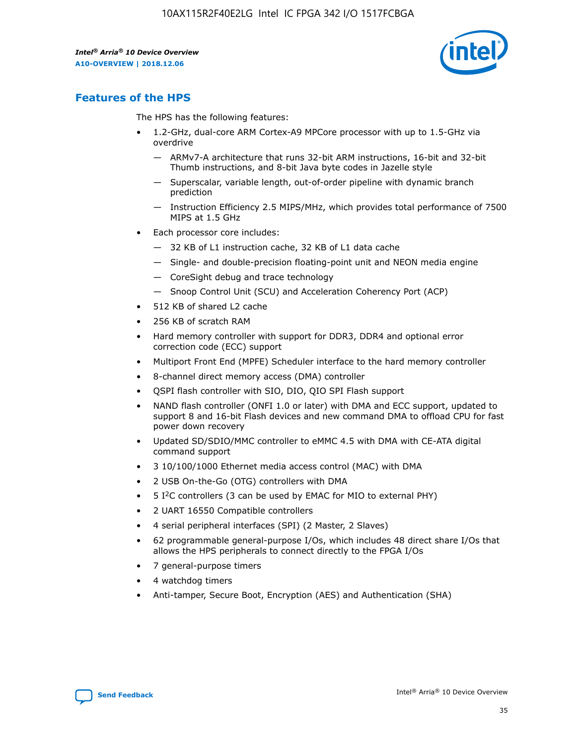## Features of the HPS

The HPS has the following features:

- 1.2-GHz, dual-core ARM Cortex-A9 MPCore processor with up to 1.5-GHz via overdrive
  - — ARMv7-A architecture that runs 32-bit ARM instructions, 16-bit and 32-bit Thumb instructions, and 8-bit Java byte codes in Jazelle style
  - — Superscalar, variable length, out-of-order pipeline with dynamic branch prediction
  - — Instruction Efficiency 2.5 MIPS/MHz, which provides total performance of 7500 MIPS at 1.5 GHz
- Each processor core includes:
  - — 32 KB of L1 instruction cache, 32 KB of L1 data cache
  - — Single- and double-precision floating-point unit and NEON media engine
  - — CoreSight debug and trace technology
  - — Snoop Control Unit (SCU) and Acceleration Coherency Port (ACP)
- 512 KB of shared L2 cache
- 256 KB of scratch RAM
- Hard memory controller with support for DDR3, DDR4 and optional error correction code (ECC) support
- Multiport Front End (MPFE) Scheduler interface to the hard memory controller
- 8-channel direct memory access (DMA) controller
- QSPI flash controller with SIO, DIO, QIO SPI Flash support
- NAND flash controller (ONFI 1.0 or later) with DMA and ECC support, updated to support 8 and 16-bit Flash devices and new command DMA to offload CPU for fast power down recovery
- Updated SD/SDIO/MMC controller to eMMC 4.5 with DMA with CE-ATA digital command support
- 3 10/100/1000 Ethernet media access control (MAC) with DMA
- 2 USB On-the-Go (OTG) controllers with DMA
- 5 I$^2$C controllers (3 can be used by EMAC for MIO to external PHY)
- 2 UART 16550 Compatible controllers
- 4 serial peripheral interfaces (SPI) (2 Master, 2 Slaves)
- 62 programmable general-purpose I/Os, which includes 48 direct share I/Os that allows the HPS peripherals to connect directly to the FPGA I/Os
- 7 general-purpose timers
- 4 watchdog timers
- Anti-tamper, Secure Boot, Encryption (AES) and Authentication (SHA)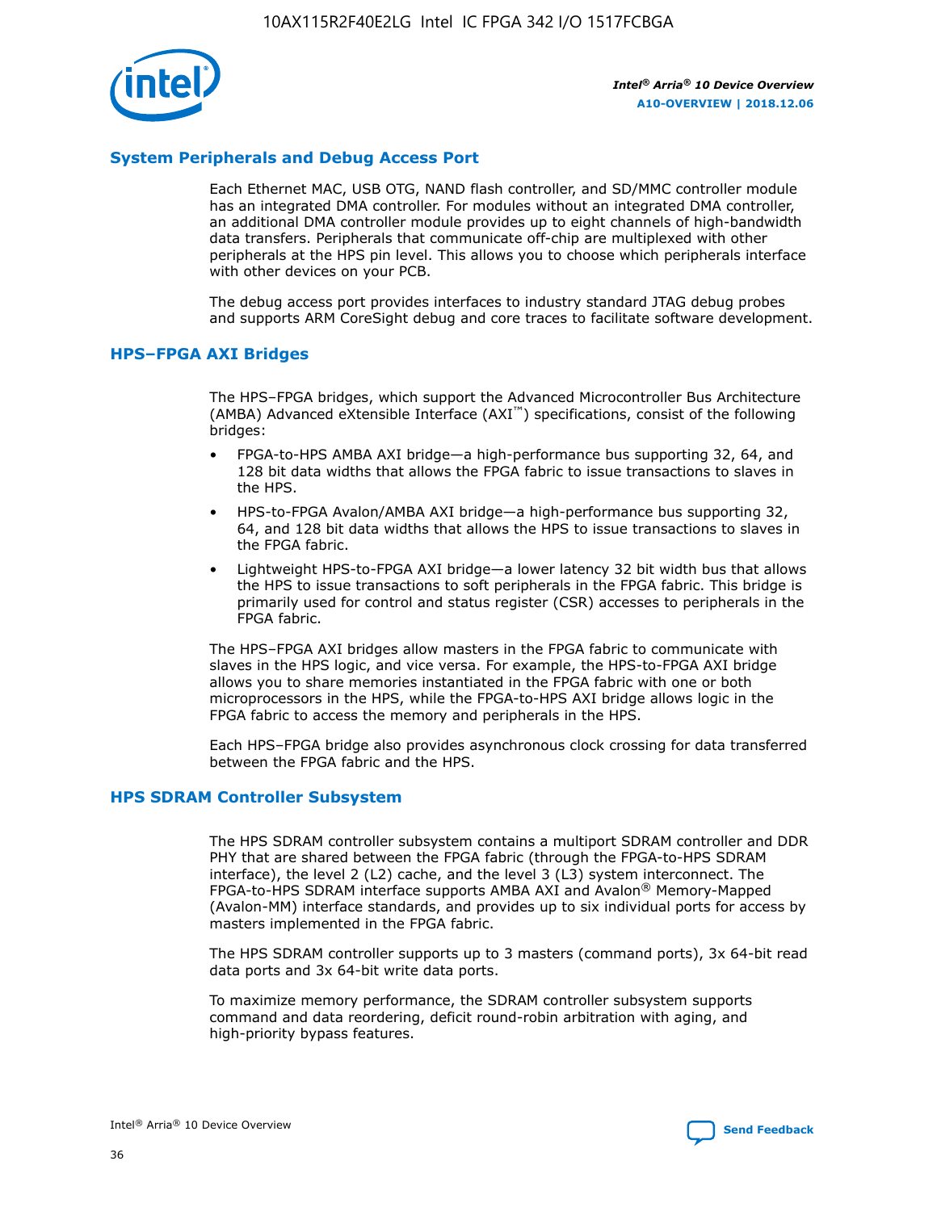## System Peripherals and Debug Access Port

Each Ethernet MAC, USB OTG, NAND flash controller, and SD/MMC controller module has an integrated DMA controller. For modules without an integrated DMA controller, an additional DMA controller module provides up to eight channels of high-bandwidth data transfers. Peripherals that communicate off-chip are multiplexed with other peripherals at the HPS pin level. This allows you to choose which peripherals interface with other devices on your PCB.

The debug access port provides interfaces to industry standard JTAG debug probes and supports ARM CoreSight debug and core traces to facilitate software development.

## HPS–FPGA AXI Bridges

The HPS–FPGA bridges, which support the Advanced Microcontroller Bus Architecture (AMBA) Advanced eXtensible Interface (AXI™) specifications, consist of the following bridges:

- FPGA-to-HPS AMBA AXI bridge—a high-performance bus supporting 32, 64, and 128 bit data widths that allows the FPGA fabric to issue transactions to slaves in the HPS.
- HPS-to-FPGA Avalon/AMBA AXI bridge—a high-performance bus supporting 32, 64, and 128 bit data widths that allows the HPS to issue transactions to slaves in the FPGA fabric.
- Lightweight HPS-to-FPGA AXI bridge—a lower latency 32 bit width bus that allows the HPS to issue transactions to soft peripherals in the FPGA fabric. This bridge is primarily used for control and status register (CSR) accesses to peripherals in the FPGA fabric.

The HPS–FPGA AXI bridges allow masters in the FPGA fabric to communicate with slaves in the HPS logic, and vice versa. For example, the HPS-to-FPGA AXI bridge allows you to share memories instantiated in the FPGA fabric with one or both microprocessors in the HPS, while the FPGA-to-HPS AXI bridge allows logic in the FPGA fabric to access the memory and peripherals in the HPS.

Each HPS–FPGA bridge also provides asynchronous clock crossing for data transferred between the FPGA fabric and the HPS.

## HPS SDRAM Controller Subsystem

The HPS SDRAM controller subsystem contains a multiport SDRAM controller and DDR PHY that are shared between the FPGA fabric (through the FPGA-to-HPS SDRAM interface), the level 2 (L2) cache, and the level 3 (L3) system interconnect. The FPGA-to-HPS SDRAM interface supports AMBA AXI and Avalon® Memory-Mapped (Avalon-MM) interface standards, and provides up to six individual ports for access by masters implemented in the FPGA fabric.

The HPS SDRAM controller supports up to 3 masters (command ports), 3x 64-bit read data ports and 3x 64-bit write data ports.

To maximize memory performance, the SDRAM controller subsystem supports command and data reordering, deficit round-robin arbitration with aging, and high-priority bypass features.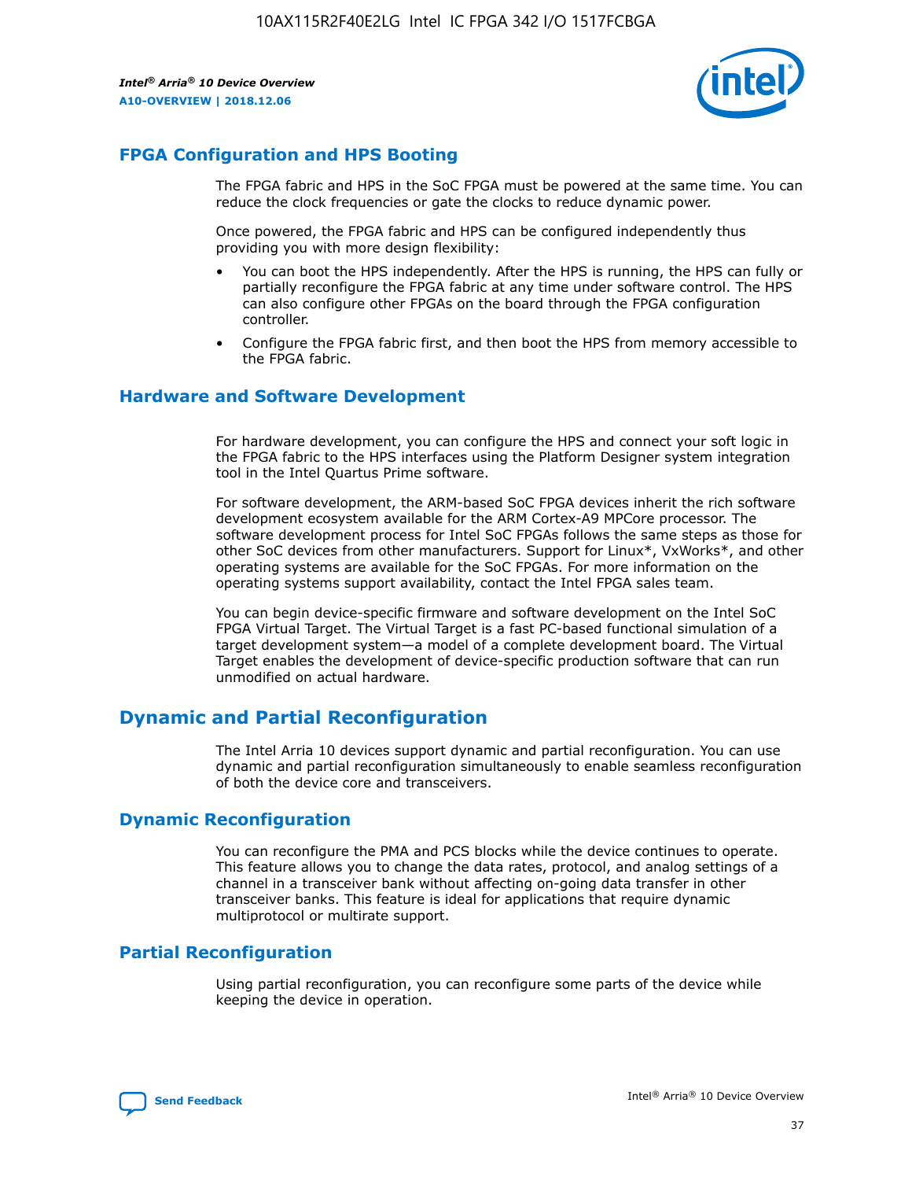## FPGA Configuration and HPS Booting

The FPGA fabric and HPS in the SoC FPGA must be powered at the same time. You can reduce the clock frequencies or gate the clocks to reduce dynamic power.

Once powered, the FPGA fabric and HPS can be configured independently thus providing you with more design flexibility:

- You can boot the HPS independently. After the HPS is running, the HPS can fully or partially reconfigure the FPGA fabric at any time under software control. The HPS can also configure other FPGAs on the board through the FPGA configuration controller.
- Configure the FPGA fabric first, and then boot the HPS from memory accessible to the FPGA fabric.

## Hardware and Software Development

For hardware development, you can configure the HPS and connect your soft logic in the FPGA fabric to the HPS interfaces using the Platform Designer system integration tool in the Intel Quartus Prime software.

For software development, the ARM-based SoC FPGA devices inherit the rich software development ecosystem available for the ARM Cortex-A9 MPCore processor. The software development process for Intel SoC FPGAs follows the same steps as those for other SoC devices from other manufacturers. Support for Linux*, VxWorks*, and other operating systems are available for the SoC FPGAs. For more information on the operating systems support availability, contact the Intel FPGA sales team.

You can begin device-specific firmware and software development on the Intel SoC FPGA Virtual Target. The Virtual Target is a fast PC-based functional simulation of a target development system—a model of a complete development board. The Virtual Target enables the development of device-specific production software that can run unmodified on actual hardware.

# Dynamic and Partial Reconfiguration

The Intel Arria 10 devices support dynamic and partial reconfiguration. You can use dynamic and partial reconfiguration simultaneously to enable seamless reconfiguration of both the device core and transceivers.

## Dynamic Reconfiguration

You can reconfigure the PMA and PCS blocks while the device continues to operate. This feature allows you to change the data rates, protocol, and analog settings of a channel in a transceiver bank without affecting on-going data transfer in other transceiver banks. This feature is ideal for applications that require dynamic multiprotocol or multirate support.

## Partial Reconfiguration

Using partial reconfiguration, you can reconfigure some parts of the device while keeping the device in operation.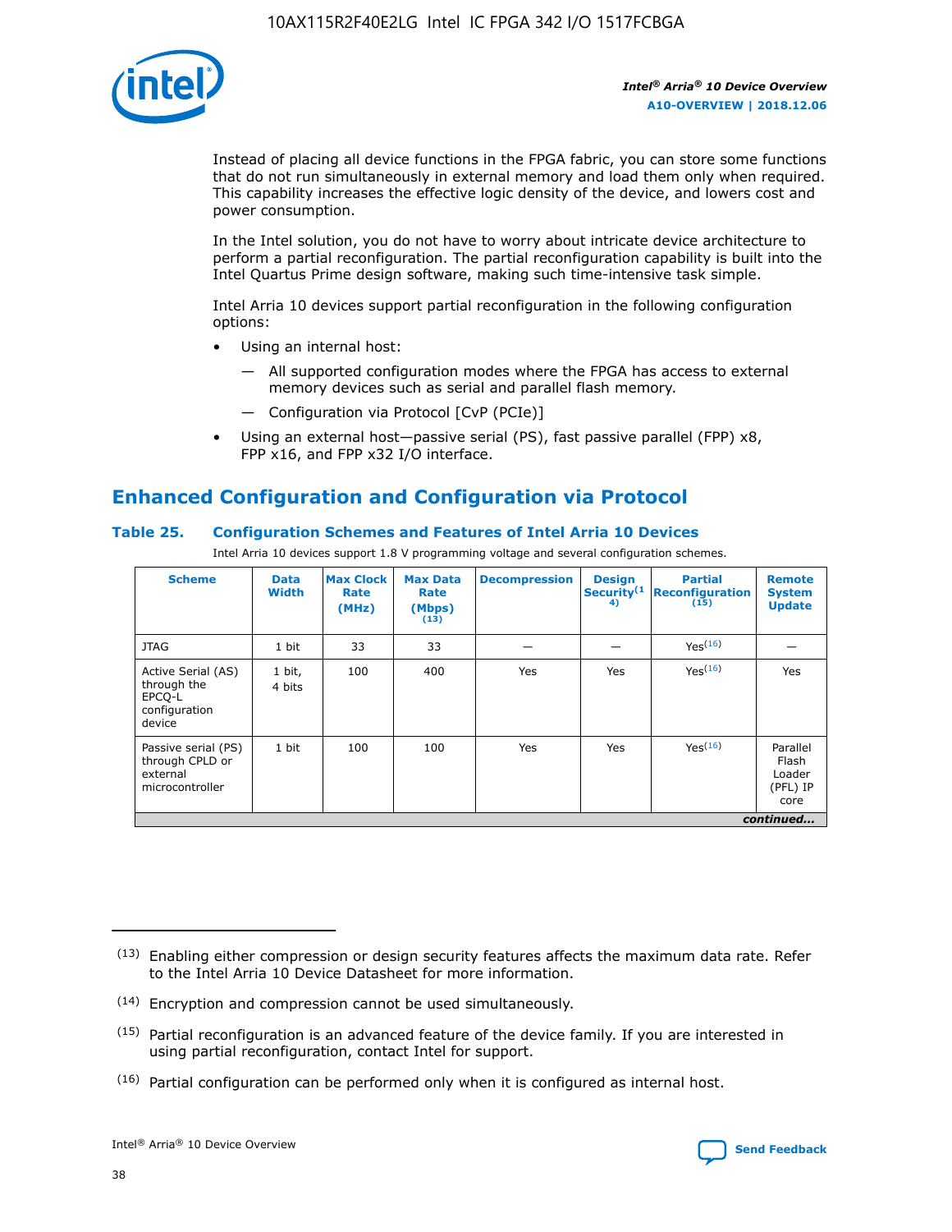Instead of placing all device functions in the FPGA fabric, you can store some functions that do not run simultaneously in external memory and load them only when required. This capability increases the effective logic density of the device, and lowers cost and power consumption.

In the Intel solution, you do not have to worry about intricate device architecture to perform a partial reconfiguration. The partial reconfiguration capability is built into the Intel Quartus Prime design software, making such time-intensive task simple.

Intel Arria 10 devices support partial reconfiguration in the following configuration options:

- Using an internal host:
  - — All supported configuration modes where the FPGA has access to external memory devices such as serial and parallel flash memory.
  - — Configuration via Protocol [CvP (PCIe)]
- Using an external host—passive serial (PS), fast passive parallel (FPP) x8, FPP x16, and FPP x32 I/O interface.

## Enhanced Configuration and Configuration via Protocol

### Table 25. Configuration Schemes and Features of Intel Arria 10 Devices

Intel Arria 10 devices support 1.8 V programming voltage and several configuration schemes.

| Scheme | Data Width | Max Clock Rate (MHz) | Max Data Rate (Mbps) (13) | Decompression | Design Security(14) | Partial Reconfiguration (15) | Remote System Update |
|---|---|---|---|---|---|---|---|
| JTAG | 1 bit | 33 | 33 | — | — | Yes(16) | — |
| Active Serial (AS) through the EPCQ-L configuration device | 1 bit, 4 bits | 100 | 400 | Yes | Yes | Yes(16) | Yes |
| Passive serial (PS) through CPLD or external microcontroller | 1 bit | 100 | 100 | Yes | Yes | Yes(16) | Parallel Flash Loader (PFL) IP core |

*continued...*

(13) Enabling either compression or design security features affects the maximum data rate. Refer to the Intel Arria 10 Device Datasheet for more information.

(14) Encryption and compression cannot be used simultaneously.

(15) Partial reconfiguration is an advanced feature of the device family. If you are interested in using partial reconfiguration, contact Intel for support.

(16) Partial configuration can be performed only when it is configured as internal host.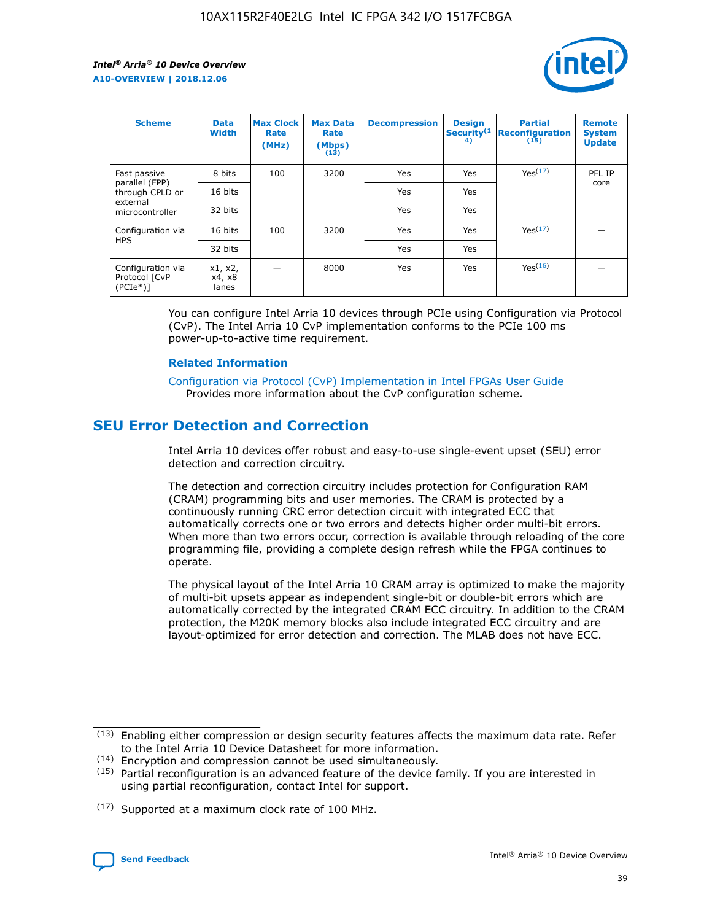| Scheme | Data Width | Max Clock Rate (MHz) | Max Data Rate (Mbps) (13) | Decompression | Design Security(14) | Partial Reconfiguration (15) | Remote System Update |
| --- | --- | --- | --- | --- | --- | --- | --- |
| Fast passive parallel (FPP) through CPLD or external microcontroller | 8 bits | 100 | 3200 | Yes | Yes | Yes(17) | PFL IP core |
| | 16 bits | | | Yes | Yes | | |
| | 32 bits | | | Yes | Yes | | |
| Configuration via HPS | 16 bits | 100 | 3200 | Yes | Yes | Yes(17) | — |
| | 32 bits | | | Yes | Yes | | |
| Configuration via Protocol [CvP (PCIe*)] | x1, x2, x4, x8 lanes | — | 8000 | Yes | Yes | Yes(16) | — |

You can configure Intel Arria 10 devices through PCIe using Configuration via Protocol (CvP). The Intel Arria 10 CvP implementation conforms to the PCIe 100 ms power-up-to-active time requirement.

### Related Information

Configuration via Protocol (CvP) Implementation in Intel FPGAs User Guide
Provides more information about the CvP configuration scheme.

## SEU Error Detection and Correction

Intel Arria 10 devices offer robust and easy-to-use single-event upset (SEU) error detection and correction circuitry.

The detection and correction circuitry includes protection for Configuration RAM (CRAM) programming bits and user memories. The CRAM is protected by a continuously running CRC error detection circuit with integrated ECC that automatically corrects one or two errors and detects higher order multi-bit errors. When more than two errors occur, correction is available through reloading of the core programming file, providing a complete design refresh while the FPGA continues to operate.

The physical layout of the Intel Arria 10 CRAM array is optimized to make the majority of multi-bit upsets appear as independent single-bit or double-bit errors which are automatically corrected by the integrated CRAM ECC circuitry. In addition to the CRAM protection, the M20K memory blocks also include integrated ECC circuitry and are layout-optimized for error detection and correction. The MLAB does not have ECC.

(13) Enabling either compression or design security features affects the maximum data rate. Refer to the Intel Arria 10 Device Datasheet for more information.

(14) Encryption and compression cannot be used simultaneously.

(15) Partial reconfiguration is an advanced feature of the device family. If you are interested in using partial reconfiguration, contact Intel for support.

(17) Supported at a maximum clock rate of 100 MHz.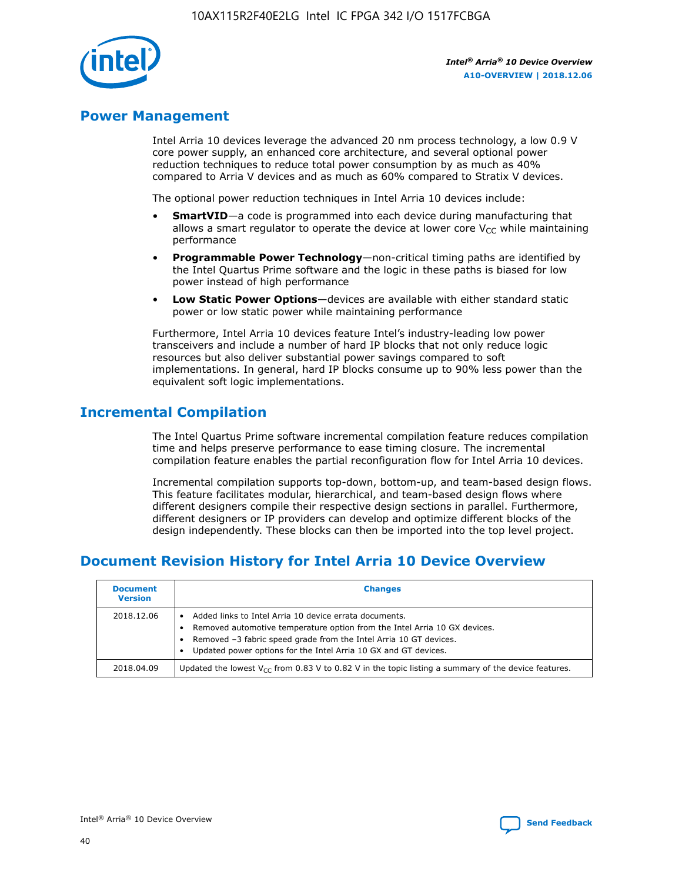## Power Management

Intel Arria 10 devices leverage the advanced 20 nm process technology, a low 0.9 V core power supply, an enhanced core architecture, and several optional power reduction techniques to reduce total power consumption by as much as 40% compared to Arria V devices and as much as 60% compared to Stratix V devices.

The optional power reduction techniques in Intel Arria 10 devices include:

- **SmartVID**—a code is programmed into each device during manufacturing that allows a smart regulator to operate the device at lower core $V_{CC}$ while maintaining performance
- **Programmable Power Technology**—non-critical timing paths are identified by the Intel Quartus Prime software and the logic in these paths is biased for low power instead of high performance
- **Low Static Power Options**—devices are available with either standard static power or low static power while maintaining performance

Furthermore, Intel Arria 10 devices feature Intel's industry-leading low power transceivers and include a number of hard IP blocks that not only reduce logic resources but also deliver substantial power savings compared to soft implementations. In general, hard IP blocks consume up to 90% less power than the equivalent soft logic implementations.

## Incremental Compilation

The Intel Quartus Prime software incremental compilation feature reduces compilation time and helps preserve performance to ease timing closure. The incremental compilation feature enables the partial reconfiguration flow for Intel Arria 10 devices.

Incremental compilation supports top-down, bottom-up, and team-based design flows. This feature facilitates modular, hierarchical, and team-based design flows where different designers compile their respective design sections in parallel. Furthermore, different designers or IP providers can develop and optimize different blocks of the design independently. These blocks can then be imported into the top level project.

## Document Revision History for Intel Arria 10 Device Overview

| Document Version | Changes |
| --- | --- |
| 2018.12.06 | • Added links to Intel Arria 10 device errata documents.<br>• Removed automotive temperature option from the Intel Arria 10 GX devices.<br>• Removed –3 fabric speed grade from the Intel Arria 10 GT devices.<br>• Updated power options for the Intel Arria 10 GX and GT devices. |
| 2018.04.09 | Updated the lowest $V_{CC}$ from 0.83 V to 0.82 V in the topic listing a summary of the device features. |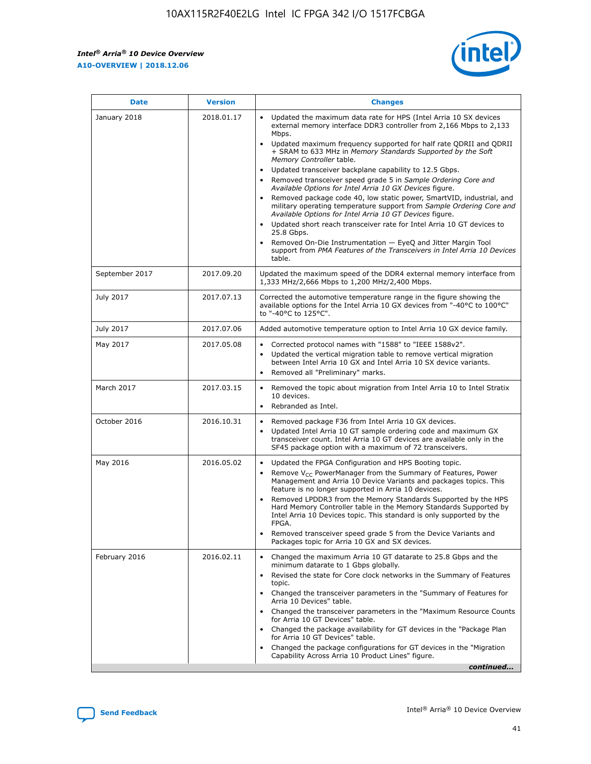| Date | Version | Changes |
| --- | --- | --- |
| January 2018 | 2018.01.17 | • Updated the maximum data rate for HPS (Intel Arria 10 SX devices external memory interface DDR3 controller from 2,166 Mbps to 2,133 Mbps.<br>• Updated maximum frequency supported for half rate QDRII and QDRII + SRAM to 633 MHz in *Memory Standards Supported by the Soft Memory Controller* table.<br>• Updated transceiver backplane capability to 12.5 Gbps.<br>• Removed transceiver speed grade 5 in *Sample Ordering Core and Available Options for Intel Arria 10 GX Devices* figure.<br>• Removed package code 40, low static power, SmartVID, industrial, and military operating temperature support from *Sample Ordering Core and Available Options for Intel Arria 10 GT Devices* figure.<br>• Updated short reach transceiver rate for Intel Arria 10 GT devices to 25.8 Gbps.<br>• Removed On-Die Instrumentation — EyeQ and Jitter Margin Tool support from *PMA Features of the Transceivers in Intel Arria 10 Devices* table. |
| September 2017 | 2017.09.20 | Updated the maximum speed of the DDR4 external memory interface from 1,333 MHz/2,666 Mbps to 1,200 MHz/2,400 Mbps. |
| July 2017 | 2017.07.13 | Corrected the automotive temperature range in the figure showing the available options for the Intel Arria 10 GX devices from "-40°C to 100°C" to "-40°C to 125°C". |
| July 2017 | 2017.07.06 | Added automotive temperature option to Intel Arria 10 GX device family. |
| May 2017 | 2017.05.08 | • Corrected protocol names with "1588" to "IEEE 1588v2".<br>• Updated the vertical migration table to remove vertical migration between Intel Arria 10 GX and Intel Arria 10 SX device variants.<br>• Removed all "Preliminary" marks. |
| March 2017 | 2017.03.15 | • Removed the topic about migration from Intel Arria 10 to Intel Stratix 10 devices.<br>• Rebranded as Intel. |
| October 2016 | 2016.10.31 | • Removed package F36 from Intel Arria 10 GX devices.<br>• Updated Intel Arria 10 GT sample ordering code and maximum GX transceiver count. Intel Arria 10 GT devices are available only in the SF45 package option with a maximum of 72 transceivers. |
| May 2016 | 2016.05.02 | • Updated the FPGA Configuration and HPS Booting topic.<br>• Remove $V_{CC}$ PowerManager from the Summary of Features, Power Management and Arria 10 Device Variants and packages topics. This feature is no longer supported in Arria 10 devices.<br>• Removed LPDDR3 from the Memory Standards Supported by the HPS Hard Memory Controller table in the Memory Standards Supported by Intel Arria 10 Devices topic. This standard is only supported by the FPGA.<br>• Removed transceiver speed grade 5 from the Device Variants and Packages topic for Arria 10 GX and SX devices. |
| February 2016 | 2016.02.11 | • Changed the maximum Arria 10 GT datarate to 25.8 Gbps and the minimum datarate to 1 Gbps globally.<br>• Revised the state for Core clock networks in the Summary of Features topic.<br>• Changed the transceiver parameters in the "Summary of Features for Arria 10 Devices" table.<br>• Changed the transceiver parameters in the "Maximum Resource Counts for Arria 10 GT Devices" table.<br>• Changed the package availability for GT devices in the "Package Plan for Arria 10 GT Devices" table.<br>• Changed the package configurations for GT devices in the "Migration Capability Across Arria 10 Product Lines" figure. |

*continued...*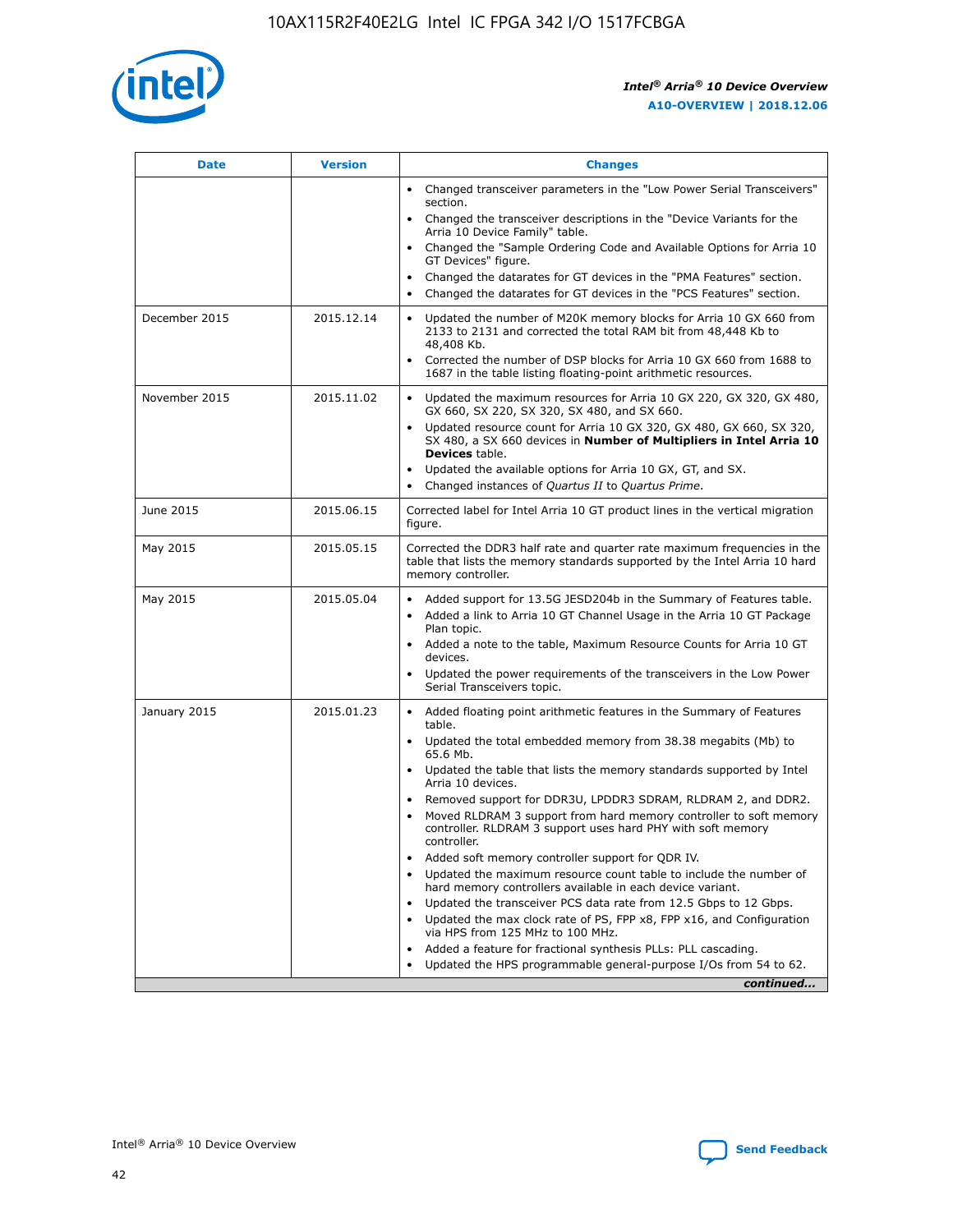| Date | Version | Changes |
| --- | --- | --- |
| | | • Changed transceiver parameters in the "Low Power Serial Transceivers" section.<br>• Changed the transceiver descriptions in the "Device Variants for the Arria 10 Device Family" table.<br>• Changed the "Sample Ordering Code and Available Options for Arria 10 GT Devices" figure.<br>• Changed the datarates for GT devices in the "PMA Features" section.<br>• Changed the datarates for GT devices in the "PCS Features" section. |
| December 2015 | 2015.12.14 | • Updated the number of M20K memory blocks for Arria 10 GX 660 from 2133 to 2131 and corrected the total RAM bit from 48,448 Kb to 48,408 Kb.<br>• Corrected the number of DSP blocks for Arria 10 GX 660 from 1688 to 1687 in the table listing floating-point arithmetic resources. |
| November 2015 | 2015.11.02 | • Updated the maximum resources for Arria 10 GX 220, GX 320, GX 480, GX 660, SX 220, SX 320, SX 480, and SX 660.<br>• Updated resource count for Arria 10 GX 320, GX 480, GX 660, SX 320, SX 480, a SX 660 devices in **Number of Multipliers in Intel Arria 10 Devices** table.<br>• Updated the available options for Arria 10 GX, GT, and SX.<br>• Changed instances of *Quartus II* to *Quartus Prime*. |
| June 2015 | 2015.06.15 | Corrected label for Intel Arria 10 GT product lines in the vertical migration figure. |
| May 2015 | 2015.05.15 | Corrected the DDR3 half rate and quarter rate maximum frequencies in the table that lists the memory standards supported by the Intel Arria 10 hard memory controller. |
| May 2015 | 2015.05.04 | • Added support for 13.5G JESD204b in the Summary of Features table.<br>• Added a link to Arria 10 GT Channel Usage in the Arria 10 GT Package Plan topic.<br>• Added a note to the table, Maximum Resource Counts for Arria 10 GT devices.<br>• Updated the power requirements of the transceivers in the Low Power Serial Transceivers topic. |
| January 2015 | 2015.01.23 | • Added floating point arithmetic features in the Summary of Features table.<br>• Updated the total embedded memory from 38.38 megabits (Mb) to 65.6 Mb.<br>• Updated the table that lists the memory standards supported by Intel Arria 10 devices.<br>• Removed support for DDR3U, LPDDR3 SDRAM, RLDRAM 2, and DDR2.<br>• Moved RLDRAM 3 support from hard memory controller to soft memory controller. RLDRAM 3 support uses hard PHY with soft memory controller.<br>• Added soft memory controller support for QDR IV.<br>• Updated the maximum resource count table to include the number of hard memory controllers available in each device variant.<br>• Updated the transceiver PCS data rate from 12.5 Gbps to 12 Gbps.<br>• Updated the max clock rate of PS, FPP x8, FPP x16, and Configuration via HPS from 125 MHz to 100 MHz.<br>• Added a feature for fractional synthesis PLLs: PLL cascading.<br>• Updated the HPS programmable general-purpose I/Os from 54 to 62. |

*continued...*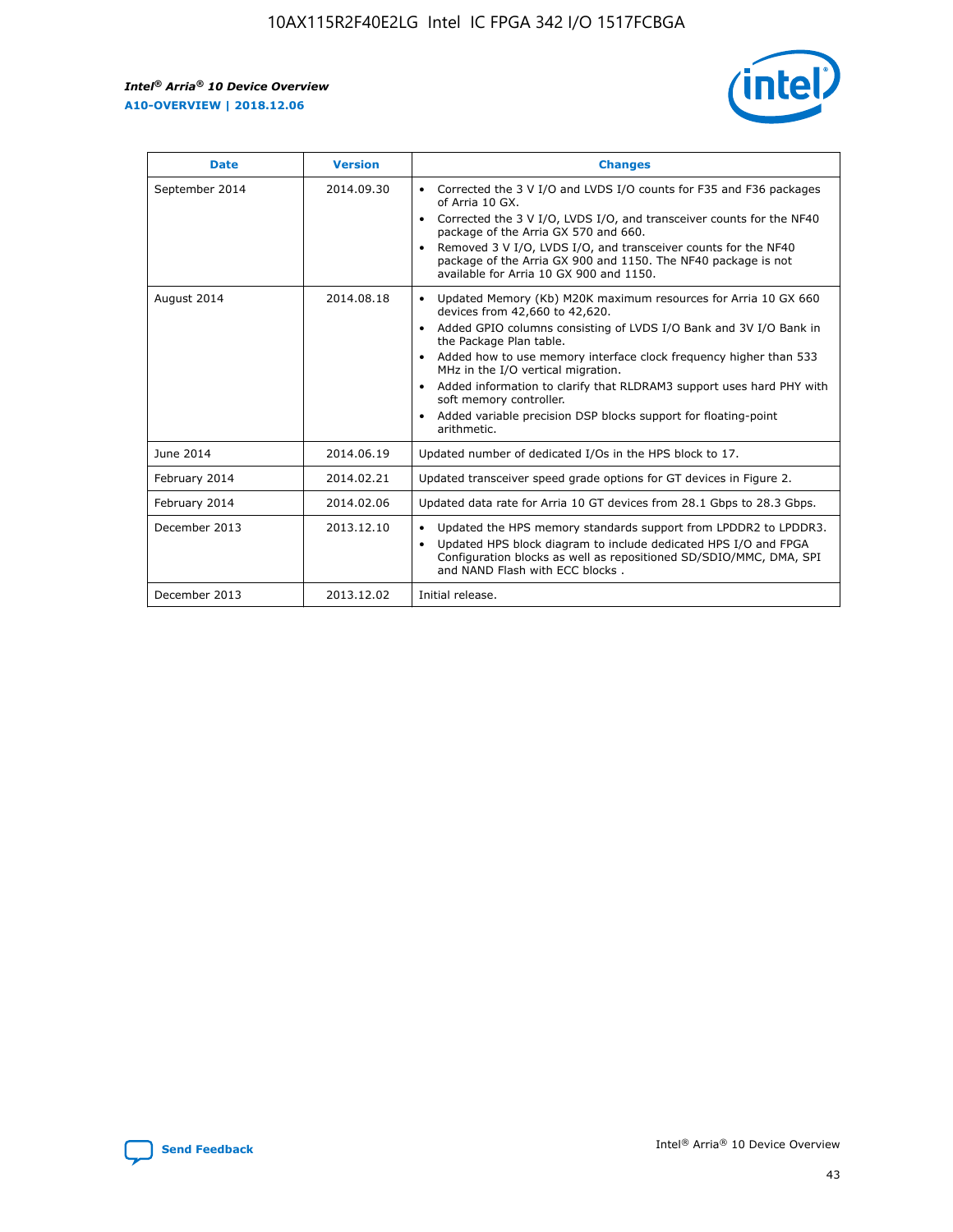| Date | Version | Changes |
| --- | --- | --- |
| September 2014 | 2014.09.30 | • Corrected the 3 V I/O and LVDS I/O counts for F35 and F36 packages of Arria 10 GX.<br>• Corrected the 3 V I/O, LVDS I/O, and transceiver counts for the NF40 package of the Arria GX 570 and 660.<br>• Removed 3 V I/O, LVDS I/O, and transceiver counts for the NF40 package of the Arria GX 900 and 1150. The NF40 package is not available for Arria 10 GX 900 and 1150. |
| August 2014 | 2014.08.18 | • Updated Memory (Kb) M20K maximum resources for Arria 10 GX 660 devices from 42,660 to 42,620.<br>• Added GPIO columns consisting of LVDS I/O Bank and 3V I/O Bank in the Package Plan table.<br>• Added how to use memory interface clock frequency higher than 533 MHz in the I/O vertical migration.<br>• Added information to clarify that RLDRAM3 support uses hard PHY with soft memory controller.<br>• Added variable precision DSP blocks support for floating-point arithmetic. |
| June 2014 | 2014.06.19 | Updated number of dedicated I/Os in the HPS block to 17. |
| February 2014 | 2014.02.21 | Updated transceiver speed grade options for GT devices in Figure 2. |
| February 2014 | 2014.02.06 | Updated data rate for Arria 10 GT devices from 28.1 Gbps to 28.3 Gbps. |
| December 2013 | 2013.12.10 | • Updated the HPS memory standards support from LPDDR2 to LPDDR3.<br>• Updated HPS block diagram to include dedicated HPS I/O and FPGA Configuration blocks as well as repositioned SD/SDIO/MMC, DMA, SPI and NAND Flash with ECC blocks . |
| December 2013 | 2013.12.02 | Initial release. |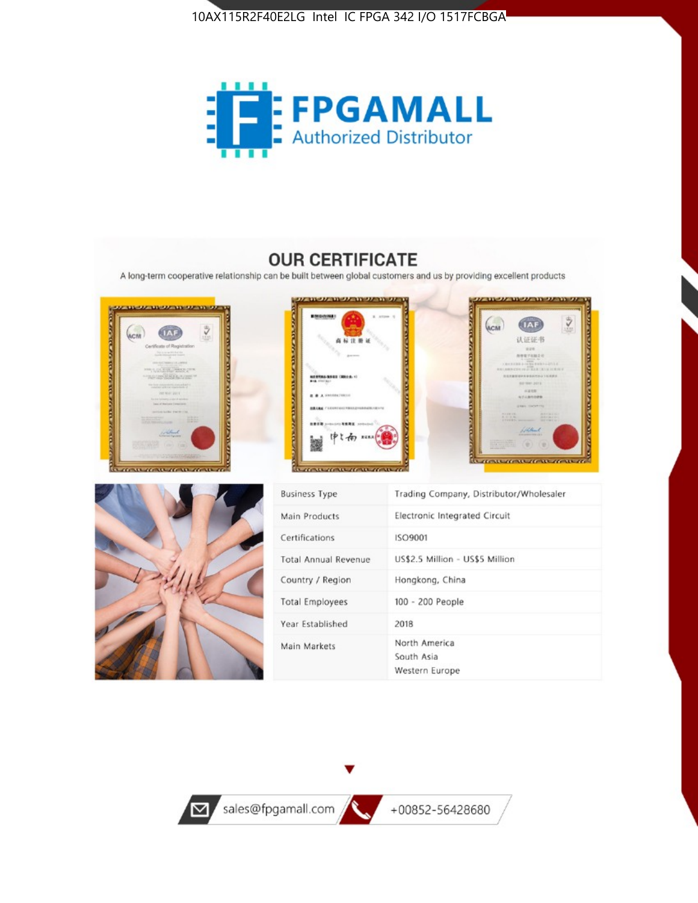FPGAMALL

Authorized Distributor

## OUR CERTIFICATE

A long-term cooperative relationship can be built between global customers and us by providing excellent products

| | |
|---|---|
| Business Type | Trading Company, Distributor/Wholesaler |
| Main Products | Electronic Integrated Circuit |
| Certifications | ISO9001 |
| Total Annual Revenue | US$2.5 Million - US$5 Million |
| Country / Region | Hongkong, China |
| Total Employees | 100 - 200 People |
| Year Established | 2018 |
| Main Markets | North America<br>South Asia<br>Western Europe |

sales@fpgamall.com

+00852-56428680